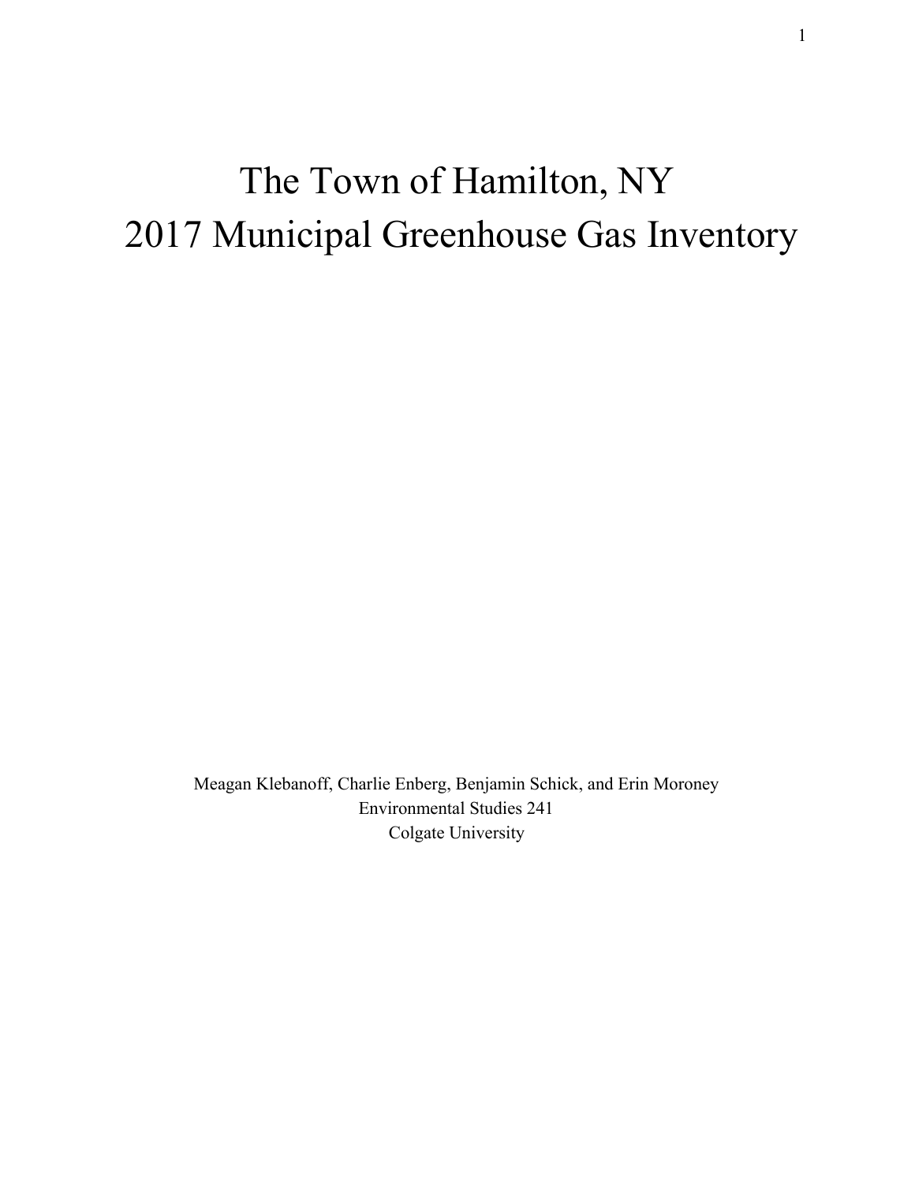# The Town of Hamilton, NY
# 2017 Municipal Greenhouse Gas Inventory

Meagan Klebanoff, Charlie Enberg, Benjamin Schick, and Erin Moroney
Environmental Studies 241
Colgate University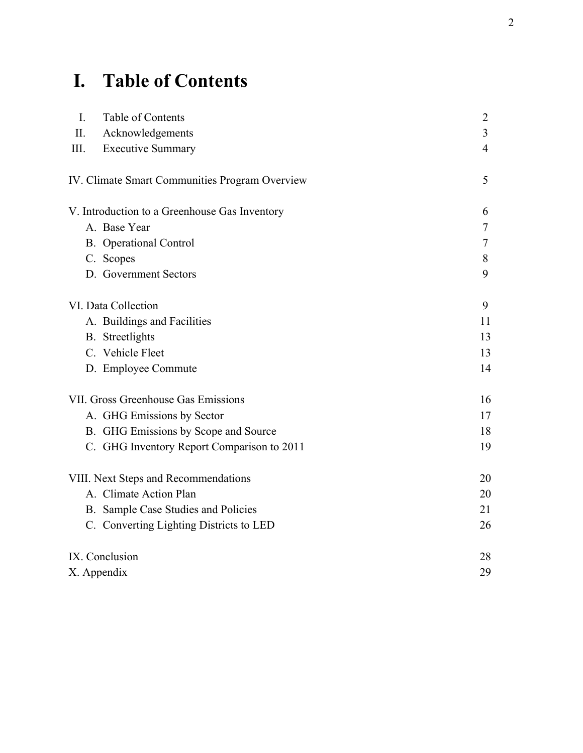# I. Table of Contents

| | | |
|---|---|---|
| I. | Table of Contents | 2 |
| II. | Acknowledgements | 3 |
| III. | Executive Summary | 4 |
| IV. Climate Smart Communities Program Overview | | 5 |
| V. Introduction to a Greenhouse Gas Inventory | | 6 |
| | A. Base Year | 7 |
| | B. Operational Control | 7 |
| | C. Scopes | 8 |
| | D. Government Sectors | 9 |
| VI. Data Collection | | 9 |
| | A. Buildings and Facilities | 11 |
| | B. Streetlights | 13 |
| | C. Vehicle Fleet | 13 |
| | D. Employee Commute | 14 |
| VII. Gross Greenhouse Gas Emissions | | 16 |
| | A. GHG Emissions by Sector | 17 |
| | B. GHG Emissions by Scope and Source | 18 |
| | C. GHG Inventory Report Comparison to 2011 | 19 |
| VIII. Next Steps and Recommendations | | 20 |
| | A. Climate Action Plan | 20 |
| | B. Sample Case Studies and Policies | 21 |
| | C. Converting Lighting Districts to LED | 26 |
| IX. Conclusion | | 28 |
| X. Appendix | | 29 |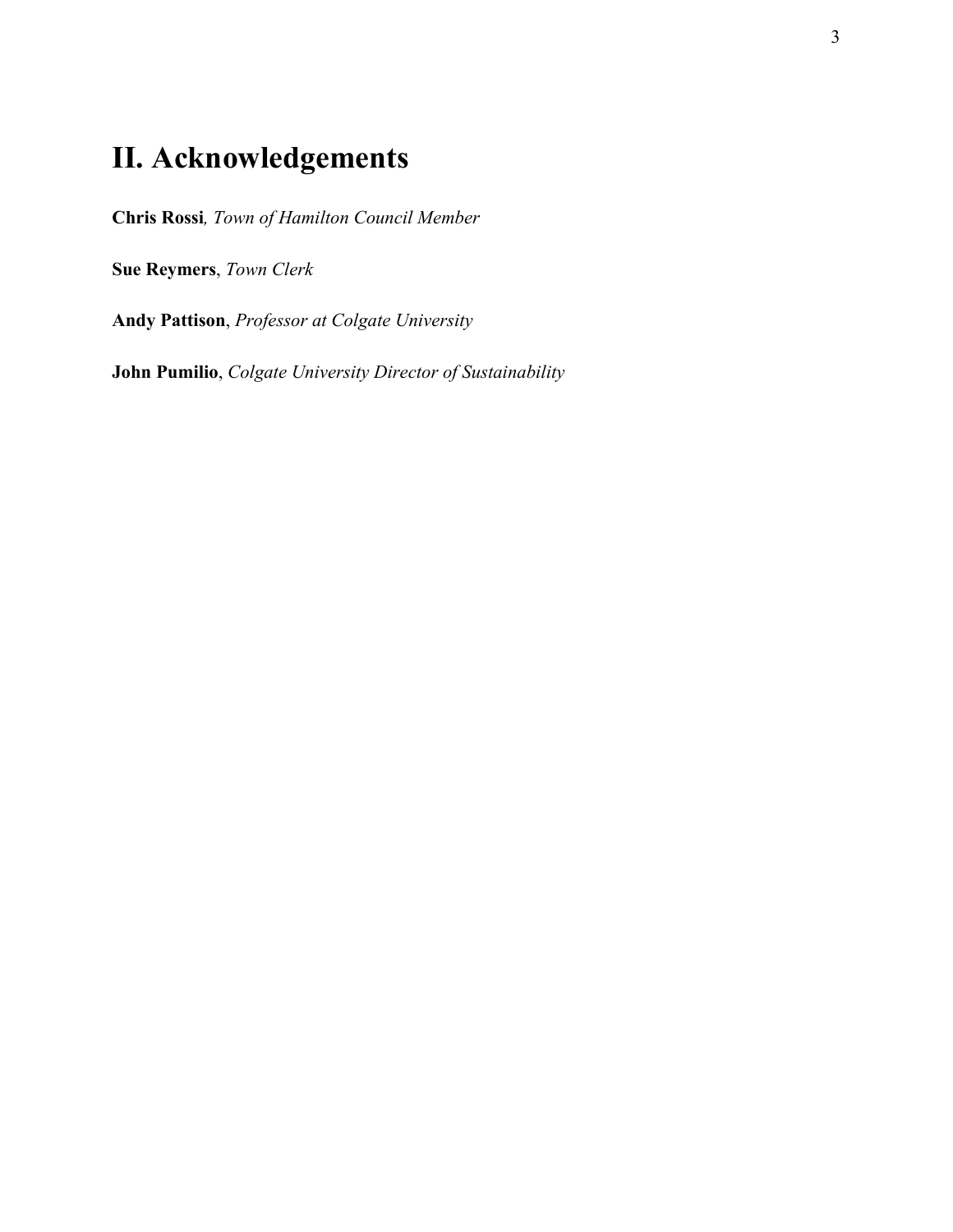# II. Acknowledgements

**Chris Rossi**, *Town of Hamilton Council Member*

**Sue Reymers**, *Town Clerk*

**Andy Pattison**, *Professor at Colgate University*

**John Pumilio**, *Colgate University Director of Sustainability*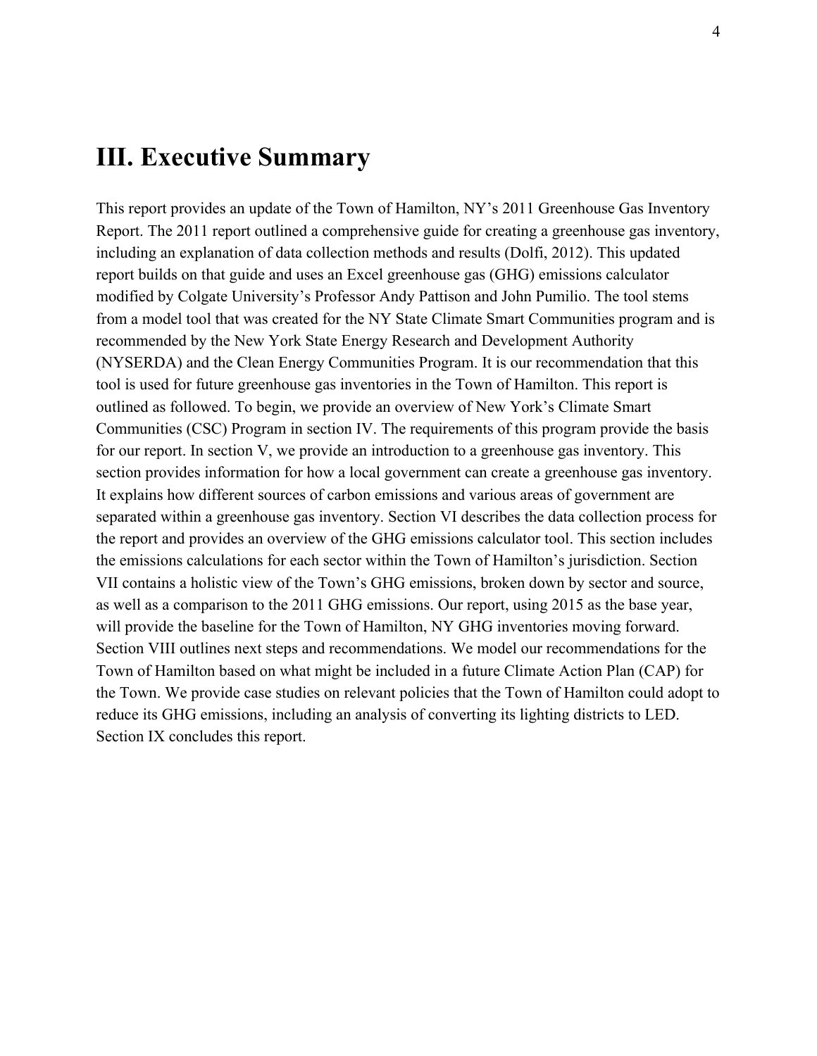# III. Executive Summary

This report provides an update of the Town of Hamilton, NY's 2011 Greenhouse Gas Inventory Report. The 2011 report outlined a comprehensive guide for creating a greenhouse gas inventory, including an explanation of data collection methods and results (Dolfi, 2012). This updated report builds on that guide and uses an Excel greenhouse gas (GHG) emissions calculator modified by Colgate University's Professor Andy Pattison and John Pumilio. The tool stems from a model tool that was created for the NY State Climate Smart Communities program and is recommended by the New York State Energy Research and Development Authority (NYSERDA) and the Clean Energy Communities Program. It is our recommendation that this tool is used for future greenhouse gas inventories in the Town of Hamilton. This report is outlined as followed. To begin, we provide an overview of New York's Climate Smart Communities (CSC) Program in section IV. The requirements of this program provide the basis for our report. In section V, we provide an introduction to a greenhouse gas inventory. This section provides information for how a local government can create a greenhouse gas inventory. It explains how different sources of carbon emissions and various areas of government are separated within a greenhouse gas inventory. Section VI describes the data collection process for the report and provides an overview of the GHG emissions calculator tool. This section includes the emissions calculations for each sector within the Town of Hamilton's jurisdiction. Section VII contains a holistic view of the Town's GHG emissions, broken down by sector and source, as well as a comparison to the 2011 GHG emissions. Our report, using 2015 as the base year, will provide the baseline for the Town of Hamilton, NY GHG inventories moving forward. Section VIII outlines next steps and recommendations. We model our recommendations for the Town of Hamilton based on what might be included in a future Climate Action Plan (CAP) for the Town. We provide case studies on relevant policies that the Town of Hamilton could adopt to reduce its GHG emissions, including an analysis of converting its lighting districts to LED. Section IX concludes this report.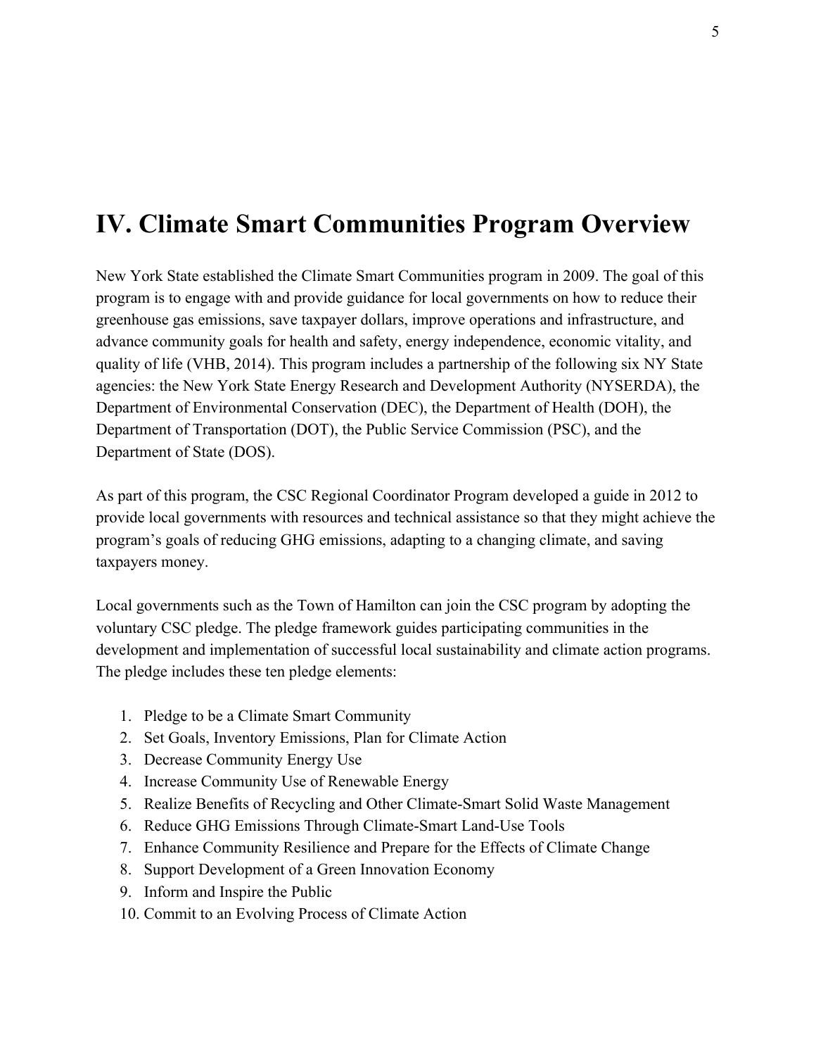# IV. Climate Smart Communities Program Overview

New York State established the Climate Smart Communities program in 2009. The goal of this program is to engage with and provide guidance for local governments on how to reduce their greenhouse gas emissions, save taxpayer dollars, improve operations and infrastructure, and advance community goals for health and safety, energy independence, economic vitality, and quality of life (VHB, 2014). This program includes a partnership of the following six NY State agencies: the New York State Energy Research and Development Authority (NYSERDA), the Department of Environmental Conservation (DEC), the Department of Health (DOH), the Department of Transportation (DOT), the Public Service Commission (PSC), and the Department of State (DOS).

As part of this program, the CSC Regional Coordinator Program developed a guide in 2012 to provide local governments with resources and technical assistance so that they might achieve the program's goals of reducing GHG emissions, adapting to a changing climate, and saving taxpayers money.

Local governments such as the Town of Hamilton can join the CSC program by adopting the voluntary CSC pledge. The pledge framework guides participating communities in the development and implementation of successful local sustainability and climate action programs. The pledge includes these ten pledge elements:

1. Pledge to be a Climate Smart Community
2. Set Goals, Inventory Emissions, Plan for Climate Action
3. Decrease Community Energy Use
4. Increase Community Use of Renewable Energy
5. Realize Benefits of Recycling and Other Climate-Smart Solid Waste Management
6. Reduce GHG Emissions Through Climate-Smart Land-Use Tools
7. Enhance Community Resilience and Prepare for the Effects of Climate Change
8. Support Development of a Green Innovation Economy
9. Inform and Inspire the Public
10. Commit to an Evolving Process of Climate Action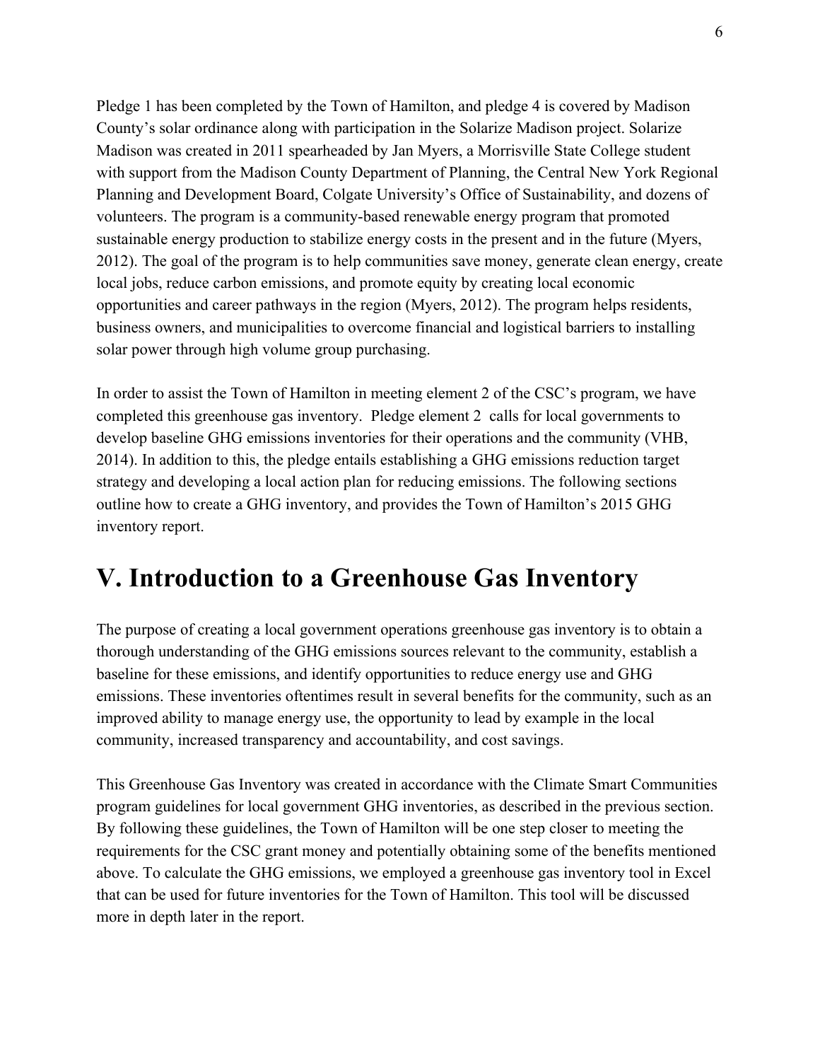Pledge 1 has been completed by the Town of Hamilton, and pledge 4 is covered by Madison County's solar ordinance along with participation in the Solarize Madison project. Solarize Madison was created in 2011 spearheaded by Jan Myers, a Morrisville State College student with support from the Madison County Department of Planning, the Central New York Regional Planning and Development Board, Colgate University's Office of Sustainability, and dozens of volunteers. The program is a community-based renewable energy program that promoted sustainable energy production to stabilize energy costs in the present and in the future (Myers, 2012). The goal of the program is to help communities save money, generate clean energy, create local jobs, reduce carbon emissions, and promote equity by creating local economic opportunities and career pathways in the region (Myers, 2012). The program helps residents, business owners, and municipalities to overcome financial and logistical barriers to installing solar power through high volume group purchasing.

In order to assist the Town of Hamilton in meeting element 2 of the CSC's program, we have completed this greenhouse gas inventory. Pledge element 2 calls for local governments to develop baseline GHG emissions inventories for their operations and the community (VHB, 2014). In addition to this, the pledge entails establishing a GHG emissions reduction target strategy and developing a local action plan for reducing emissions. The following sections outline how to create a GHG inventory, and provides the Town of Hamilton's 2015 GHG inventory report.

# V. Introduction to a Greenhouse Gas Inventory

The purpose of creating a local government operations greenhouse gas inventory is to obtain a thorough understanding of the GHG emissions sources relevant to the community, establish a baseline for these emissions, and identify opportunities to reduce energy use and GHG emissions. These inventories oftentimes result in several benefits for the community, such as an improved ability to manage energy use, the opportunity to lead by example in the local community, increased transparency and accountability, and cost savings.

This Greenhouse Gas Inventory was created in accordance with the Climate Smart Communities program guidelines for local government GHG inventories, as described in the previous section. By following these guidelines, the Town of Hamilton will be one step closer to meeting the requirements for the CSC grant money and potentially obtaining some of the benefits mentioned above. To calculate the GHG emissions, we employed a greenhouse gas inventory tool in Excel that can be used for future inventories for the Town of Hamilton. This tool will be discussed more in depth later in the report.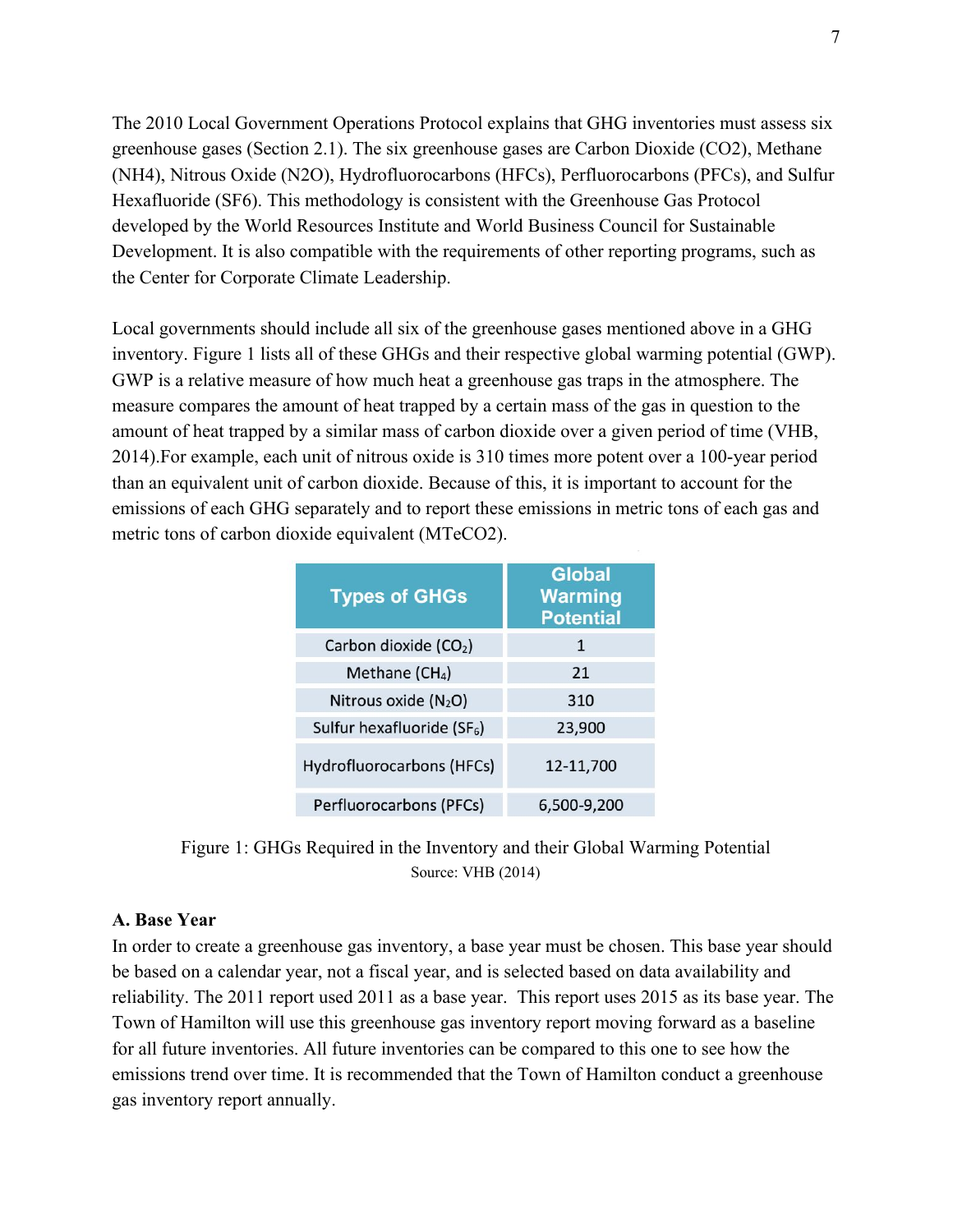The 2010 Local Government Operations Protocol explains that GHG inventories must assess six greenhouse gases (Section 2.1). The six greenhouse gases are Carbon Dioxide (CO2), Methane (NH4), Nitrous Oxide (N2O), Hydrofluorocarbons (HFCs), Perfluorocarbons (PFCs), and Sulfur Hexafluoride (SF6). This methodology is consistent with the Greenhouse Gas Protocol developed by the World Resources Institute and World Business Council for Sustainable Development. It is also compatible with the requirements of other reporting programs, such as the Center for Corporate Climate Leadership.

Local governments should include all six of the greenhouse gases mentioned above in a GHG inventory. Figure 1 lists all of these GHGs and their respective global warming potential (GWP). GWP is a relative measure of how much heat a greenhouse gas traps in the atmosphere. The measure compares the amount of heat trapped by a certain mass of the gas in question to the amount of heat trapped by a similar mass of carbon dioxide over a given period of time (VHB, 2014).For example, each unit of nitrous oxide is 310 times more potent over a 100-year period than an equivalent unit of carbon dioxide. Because of this, it is important to account for the emissions of each GHG separately and to report these emissions in metric tons of each gas and metric tons of carbon dioxide equivalent (MTeCO2).

| Types of GHGs | Global Warming Potential |
|---|---|
| Carbon dioxide ($CO_2$) | 1 |
| Methane ($CH_4$) | 21 |
| Nitrous oxide ($N_2O$) | 310 |
| Sulfur hexafluoride ($SF_6$) | 23,900 |
| Hydrofluorocarbons (HFCs) | 12-11,700 |
| Perfluorocarbons (PFCs) | 6,500-9,200 |

Figure 1: GHGs Required in the Inventory and their Global Warming Potential
Source: VHB (2014)

**A. Base Year**

In order to create a greenhouse gas inventory, a base year must be chosen. This base year should be based on a calendar year, not a fiscal year, and is selected based on data availability and reliability. The 2011 report used 2011 as a base year. This report uses 2015 as its base year. The Town of Hamilton will use this greenhouse gas inventory report moving forward as a baseline for all future inventories. All future inventories can be compared to this one to see how the emissions trend over time. It is recommended that the Town of Hamilton conduct a greenhouse gas inventory report annually.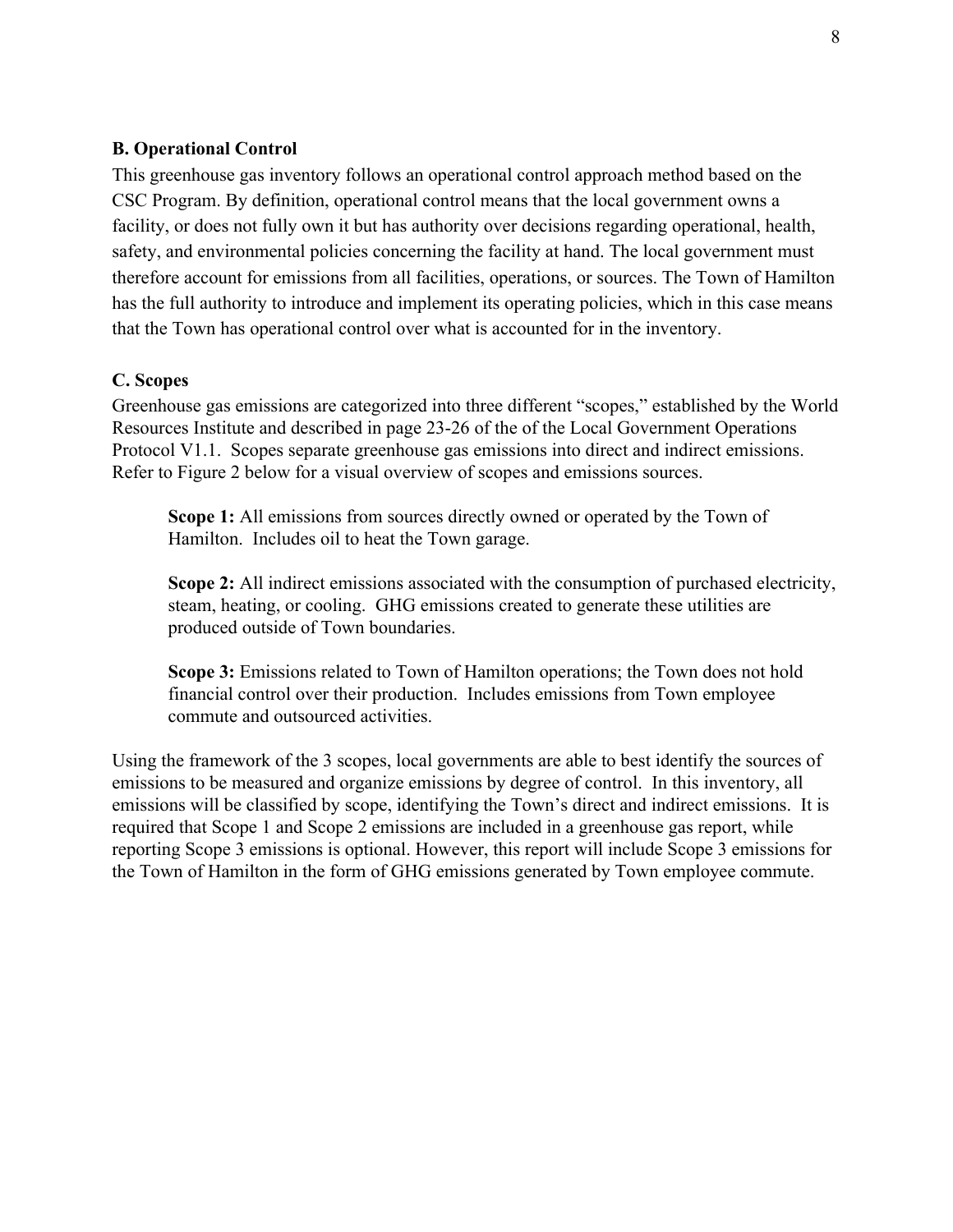### B. Operational Control

This greenhouse gas inventory follows an operational control approach method based on the CSC Program. By definition, operational control means that the local government owns a facility, or does not fully own it but has authority over decisions regarding operational, health, safety, and environmental policies concerning the facility at hand. The local government must therefore account for emissions from all facilities, operations, or sources. The Town of Hamilton has the full authority to introduce and implement its operating policies, which in this case means that the Town has operational control over what is accounted for in the inventory.

### C. Scopes

Greenhouse gas emissions are categorized into three different "scopes," established by the World Resources Institute and described in page 23-26 of the of the Local Government Operations Protocol V1.1. Scopes separate greenhouse gas emissions into direct and indirect emissions. Refer to Figure 2 below for a visual overview of scopes and emissions sources.

> **Scope 1:** All emissions from sources directly owned or operated by the Town of Hamilton. Includes oil to heat the Town garage.
>
> **Scope 2:** All indirect emissions associated with the consumption of purchased electricity, steam, heating, or cooling. GHG emissions created to generate these utilities are produced outside of Town boundaries.
>
> **Scope 3:** Emissions related to Town of Hamilton operations; the Town does not hold financial control over their production. Includes emissions from Town employee commute and outsourced activities.

Using the framework of the 3 scopes, local governments are able to best identify the sources of emissions to be measured and organize emissions by degree of control. In this inventory, all emissions will be classified by scope, identifying the Town's direct and indirect emissions. It is required that Scope 1 and Scope 2 emissions are included in a greenhouse gas report, while reporting Scope 3 emissions is optional. However, this report will include Scope 3 emissions for the Town of Hamilton in the form of GHG emissions generated by Town employee commute.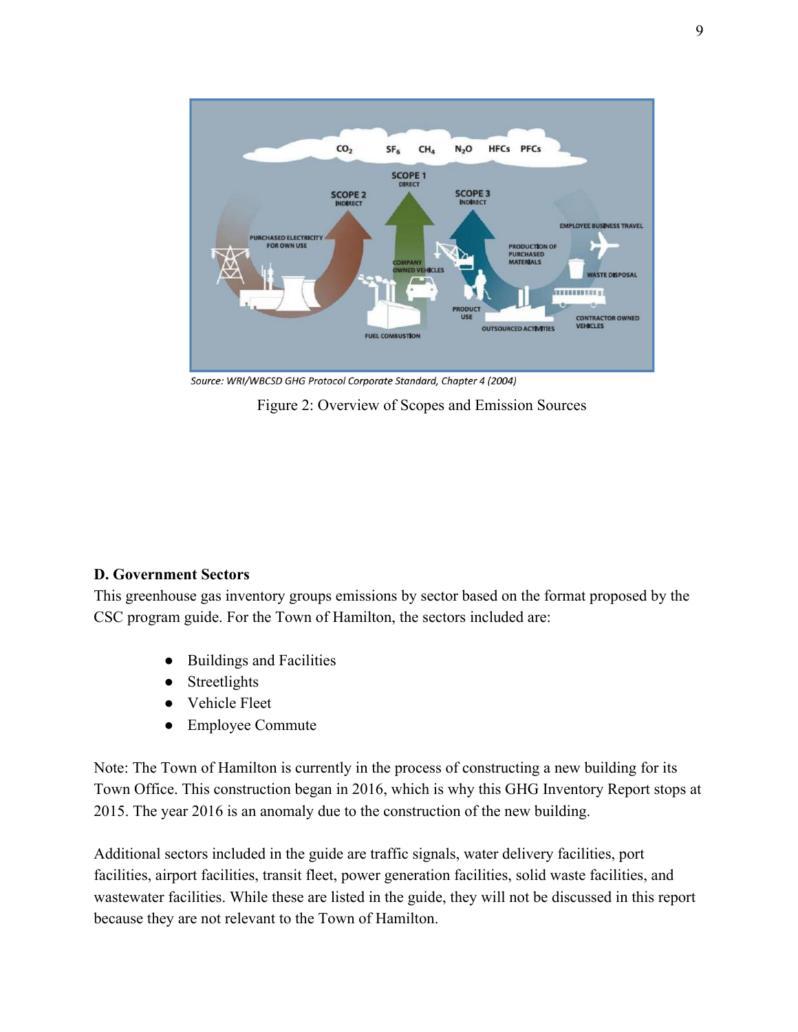Source: WRI/WBCSD GHG Protocol Corporate Standard, Chapter 4 (2004)

Figure 2: Overview of Scopes and Emission Sources

**D. Government Sectors**

This greenhouse gas inventory groups emissions by sector based on the format proposed by the CSC program guide. For the Town of Hamilton, the sectors included are:

- Buildings and Facilities
- Streetlights
- Vehicle Fleet
- Employee Commute

Note: The Town of Hamilton is currently in the process of constructing a new building for its Town Office. This construction began in 2016, which is why this GHG Inventory Report stops at 2015. The year 2016 is an anomaly due to the construction of the new building.

Additional sectors included in the guide are traffic signals, water delivery facilities, port facilities, airport facilities, transit fleet, power generation facilities, solid waste facilities, and wastewater facilities. While these are listed in the guide, they will not be discussed in this report because they are not relevant to the Town of Hamilton.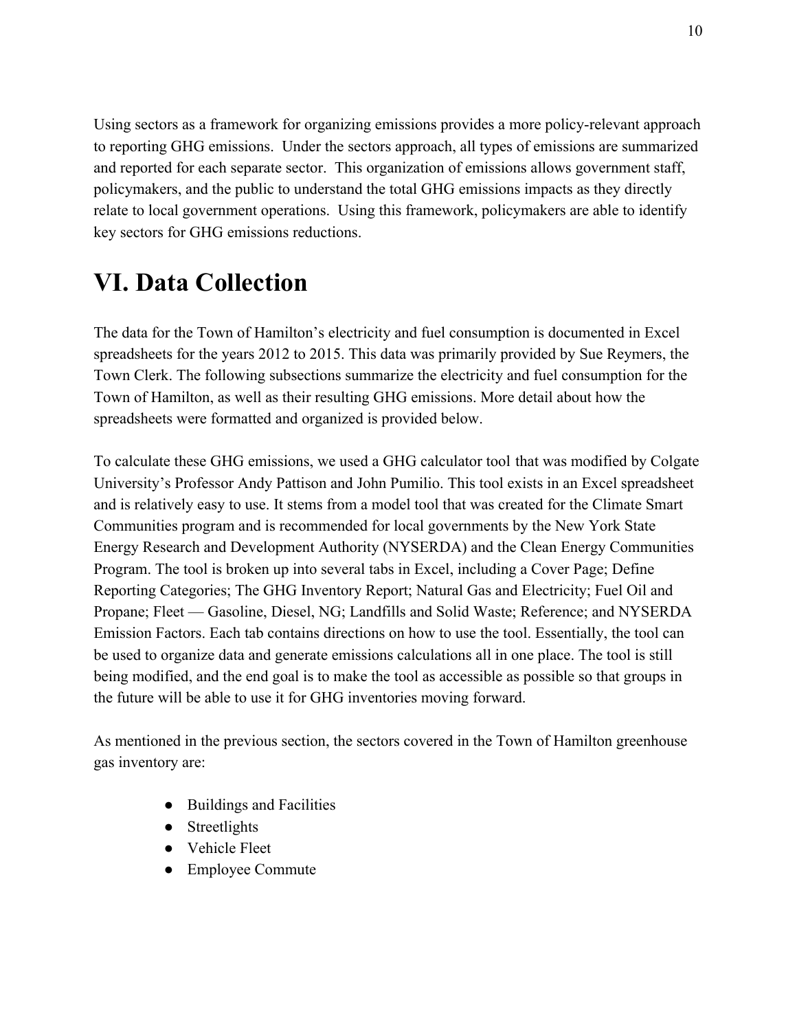Using sectors as a framework for organizing emissions provides a more policy-relevant approach to reporting GHG emissions. Under the sectors approach, all types of emissions are summarized and reported for each separate sector. This organization of emissions allows government staff, policymakers, and the public to understand the total GHG emissions impacts as they directly relate to local government operations. Using this framework, policymakers are able to identify key sectors for GHG emissions reductions.

# VI. Data Collection

The data for the Town of Hamilton's electricity and fuel consumption is documented in Excel spreadsheets for the years 2012 to 2015. This data was primarily provided by Sue Reymers, the Town Clerk. The following subsections summarize the electricity and fuel consumption for the Town of Hamilton, as well as their resulting GHG emissions. More detail about how the spreadsheets were formatted and organized is provided below.

To calculate these GHG emissions, we used a GHG calculator tool that was modified by Colgate University's Professor Andy Pattison and John Pumilio. This tool exists in an Excel spreadsheet and is relatively easy to use. It stems from a model tool that was created for the Climate Smart Communities program and is recommended for local governments by the New York State Energy Research and Development Authority (NYSERDA) and the Clean Energy Communities Program. The tool is broken up into several tabs in Excel, including a Cover Page; Define Reporting Categories; The GHG Inventory Report; Natural Gas and Electricity; Fuel Oil and Propane; Fleet — Gasoline, Diesel, NG; Landfills and Solid Waste; Reference; and NYSERDA Emission Factors. Each tab contains directions on how to use the tool. Essentially, the tool can be used to organize data and generate emissions calculations all in one place. The tool is still being modified, and the end goal is to make the tool as accessible as possible so that groups in the future will be able to use it for GHG inventories moving forward.

As mentioned in the previous section, the sectors covered in the Town of Hamilton greenhouse gas inventory are:

- Buildings and Facilities
- Streetlights
- Vehicle Fleet
- Employee Commute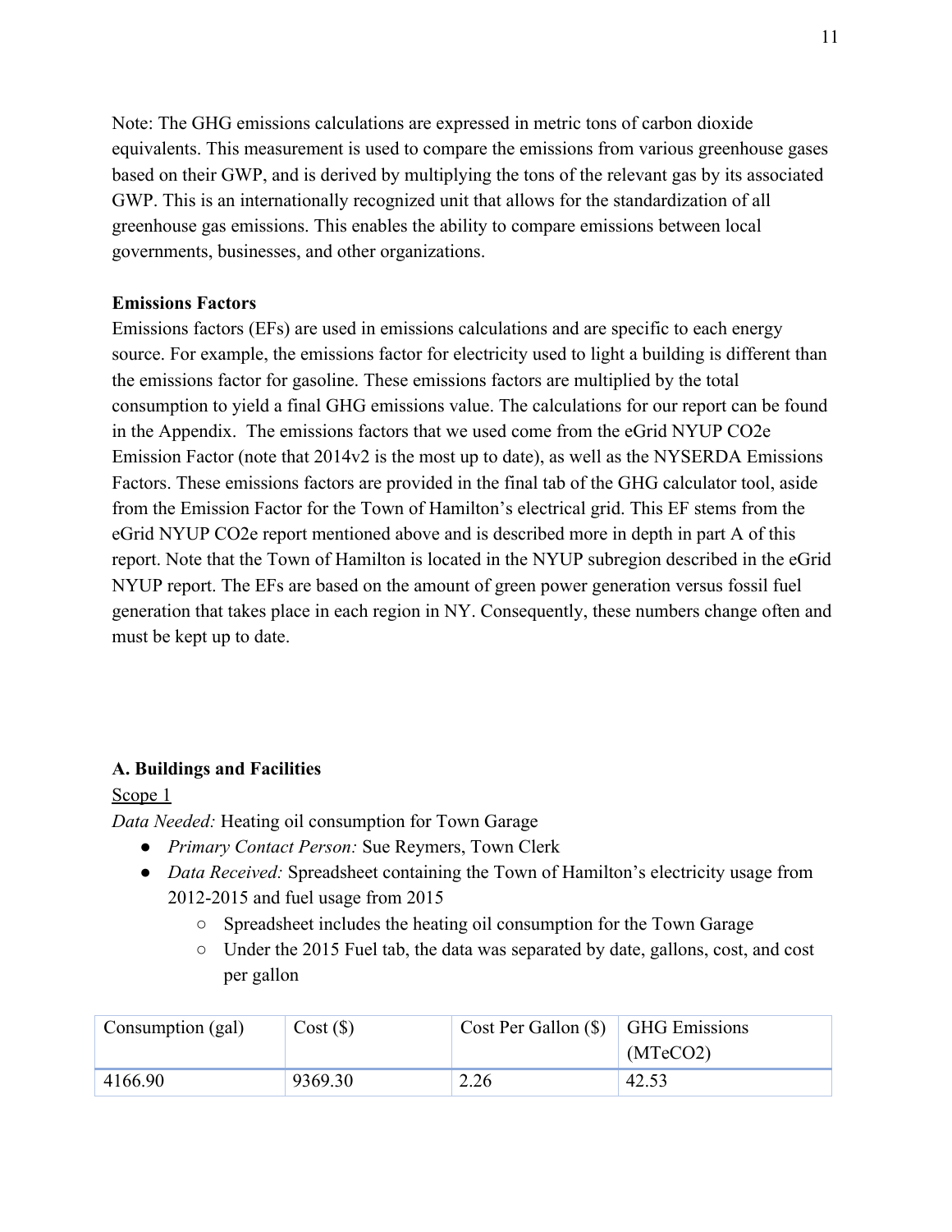Note: The GHG emissions calculations are expressed in metric tons of carbon dioxide equivalents. This measurement is used to compare the emissions from various greenhouse gases based on their GWP, and is derived by multiplying the tons of the relevant gas by its associated GWP. This is an internationally recognized unit that allows for the standardization of all greenhouse gas emissions. This enables the ability to compare emissions between local governments, businesses, and other organizations.

**Emissions Factors**

Emissions factors (EFs) are used in emissions calculations and are specific to each energy source. For example, the emissions factor for electricity used to light a building is different than the emissions factor for gasoline. These emissions factors are multiplied by the total consumption to yield a final GHG emissions value. The calculations for our report can be found in the Appendix. The emissions factors that we used come from the eGrid NYUP CO2e Emission Factor (note that 2014v2 is the most up to date), as well as the NYSERDA Emissions Factors. These emissions factors are provided in the final tab of the GHG calculator tool, aside from the Emission Factor for the Town of Hamilton's electrical grid. This EF stems from the eGrid NYUP CO2e report mentioned above and is described more in depth in part A of this report. Note that the Town of Hamilton is located in the NYUP subregion described in the eGrid NYUP report. The EFs are based on the amount of green power generation versus fossil fuel generation that takes place in each region in NY. Consequently, these numbers change often and must be kept up to date.

**A. Buildings and Facilities**

Scope 1

*Data Needed:* Heating oil consumption for Town Garage

- *Primary Contact Person:* Sue Reymers, Town Clerk
- *Data Received:* Spreadsheet containing the Town of Hamilton's electricity usage from 2012-2015 and fuel usage from 2015
  - Spreadsheet includes the heating oil consumption for the Town Garage
  - Under the 2015 Fuel tab, the data was separated by date, gallons, cost, and cost per gallon

| Consumption (gal) | Cost ($) | Cost Per Gallon ($) | GHG Emissions (MTeCO2) |
|---|---|---|---|
| 4166.90 | 9369.30 | 2.26 | 42.53 |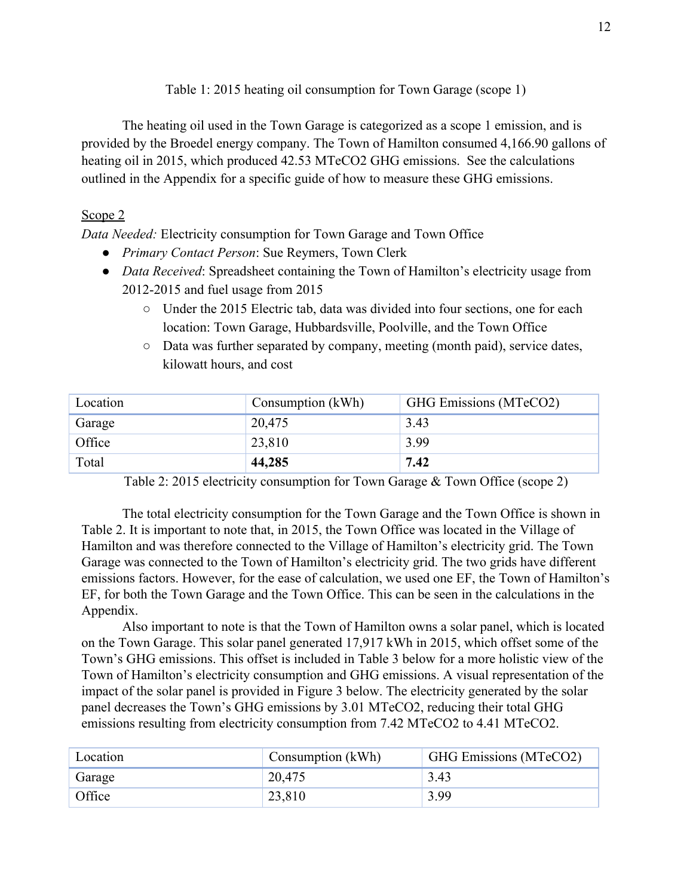Table 1: 2015 heating oil consumption for Town Garage (scope 1)

The heating oil used in the Town Garage is categorized as a scope 1 emission, and is provided by the Broedel energy company. The Town of Hamilton consumed 4,166.90 gallons of heating oil in 2015, which produced 42.53 MTeCO2 GHG emissions. See the calculations outlined in the Appendix for a specific guide of how to measure these GHG emissions.

Scope 2

*Data Needed:* Electricity consumption for Town Garage and Town Office

- *Primary Contact Person*: Sue Reymers, Town Clerk
- *Data Received*: Spreadsheet containing the Town of Hamilton's electricity usage from 2012-2015 and fuel usage from 2015
    - Under the 2015 Electric tab, data was divided into four sections, one for each location: Town Garage, Hubbardsville, Poolville, and the Town Office
    - Data was further separated by company, meeting (month paid), service dates, kilowatt hours, and cost

| Location | Consumption (kWh) | GHG Emissions (MTeCO2) |
|---|---|---|
| Garage | 20,475 | 3.43 |
| Office | 23,810 | 3.99 |
| Total | **44,285** | **7.42** |

Table 2: 2015 electricity consumption for Town Garage & Town Office (scope 2)

The total electricity consumption for the Town Garage and the Town Office is shown in Table 2. It is important to note that, in 2015, the Town Office was located in the Village of Hamilton and was therefore connected to the Village of Hamilton's electricity grid. The Town Garage was connected to the Town of Hamilton's electricity grid. The two grids have different emissions factors. However, for the ease of calculation, we used one EF, the Town of Hamilton's EF, for both the Town Garage and the Town Office. This can be seen in the calculations in the Appendix.

Also important to note is that the Town of Hamilton owns a solar panel, which is located on the Town Garage. This solar panel generated 17,917 kWh in 2015, which offset some of the Town's GHG emissions. This offset is included in Table 3 below for a more holistic view of the Town of Hamilton's electricity consumption and GHG emissions. A visual representation of the impact of the solar panel is provided in Figure 3 below. The electricity generated by the solar panel decreases the Town's GHG emissions by 3.01 MTeCO2, reducing their total GHG emissions resulting from electricity consumption from 7.42 MTeCO2 to 4.41 MTeCO2.

| Location | Consumption (kWh) | GHG Emissions (MTeCO2) |
|---|---|---|
| Garage | 20,475 | 3.43 |
| Office | 23,810 | 3.99 |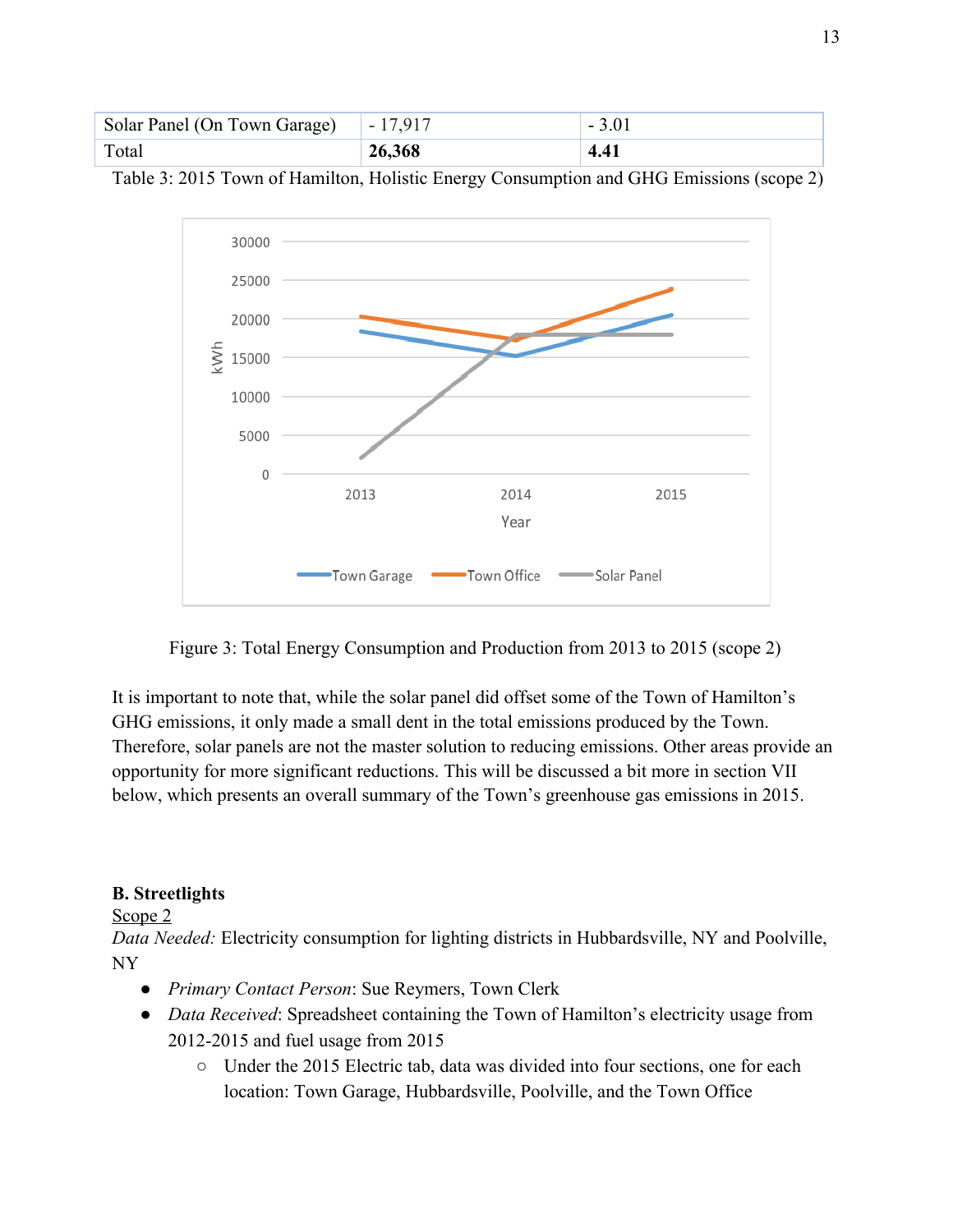| Solar Panel (On Town Garage) | - 17,917 | - 3.01 |
|---|---|---|
| Total | **26,368** | **4.41** |

Table 3: 2015 Town of Hamilton, Holistic Energy Consumption and GHG Emissions (scope 2)

Figure 3: Total Energy Consumption and Production from 2013 to 2015 (scope 2)

It is important to note that, while the solar panel did offset some of the Town of Hamilton's GHG emissions, it only made a small dent in the total emissions produced by the Town. Therefore, solar panels are not the master solution to reducing emissions. Other areas provide an opportunity for more significant reductions. This will be discussed a bit more in section VII below, which presents an overall summary of the Town's greenhouse gas emissions in 2015.

**B. Streetlights**

Scope 2

*Data Needed:* Electricity consumption for lighting districts in Hubbardsville, NY and Poolville, NY

- *Primary Contact Person*: Sue Reymers, Town Clerk
- *Data Received*: Spreadsheet containing the Town of Hamilton's electricity usage from 2012-2015 and fuel usage from 2015
    - Under the 2015 Electric tab, data was divided into four sections, one for each location: Town Garage, Hubbardsville, Poolville, and the Town Office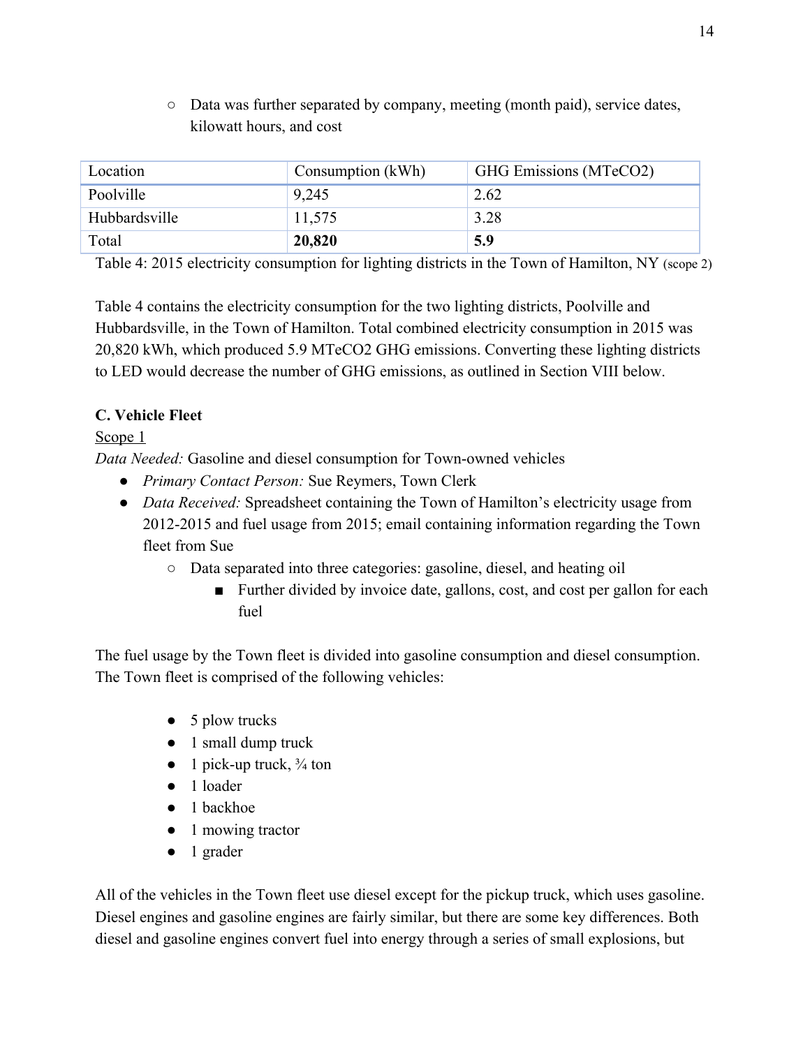- Data was further separated by company, meeting (month paid), service dates, kilowatt hours, and cost

| Location | Consumption (kWh) | GHG Emissions (MTeCO2) |
|---|---|---|
| Poolville | 9,245 | 2.62 |
| Hubbardsville | 11,575 | 3.28 |
| Total | **20,820** | **5.9** |

Table 4: 2015 electricity consumption for lighting districts in the Town of Hamilton, NY (scope 2)

Table 4 contains the electricity consumption for the two lighting districts, Poolville and Hubbardsville, in the Town of Hamilton. Total combined electricity consumption in 2015 was 20,820 kWh, which produced 5.9 MTeCO2 GHG emissions. Converting these lighting districts to LED would decrease the number of GHG emissions, as outlined in Section VIII below.

**C. Vehicle Fleet**

Scope 1

*Data Needed:* Gasoline and diesel consumption for Town-owned vehicles

- *Primary Contact Person:* Sue Reymers, Town Clerk
- *Data Received:* Spreadsheet containing the Town of Hamilton's electricity usage from 2012-2015 and fuel usage from 2015; email containing information regarding the Town fleet from Sue
  - Data separated into three categories: gasoline, diesel, and heating oil
    - Further divided by invoice date, gallons, cost, and cost per gallon for each fuel

The fuel usage by the Town fleet is divided into gasoline consumption and diesel consumption. The Town fleet is comprised of the following vehicles:

- 5 plow trucks
- 1 small dump truck
- 1 pick-up truck, ¾ ton
- 1 loader
- 1 backhoe
- 1 mowing tractor
- 1 grader

All of the vehicles in the Town fleet use diesel except for the pickup truck, which uses gasoline. Diesel engines and gasoline engines are fairly similar, but there are some key differences. Both diesel and gasoline engines convert fuel into energy through a series of small explosions, but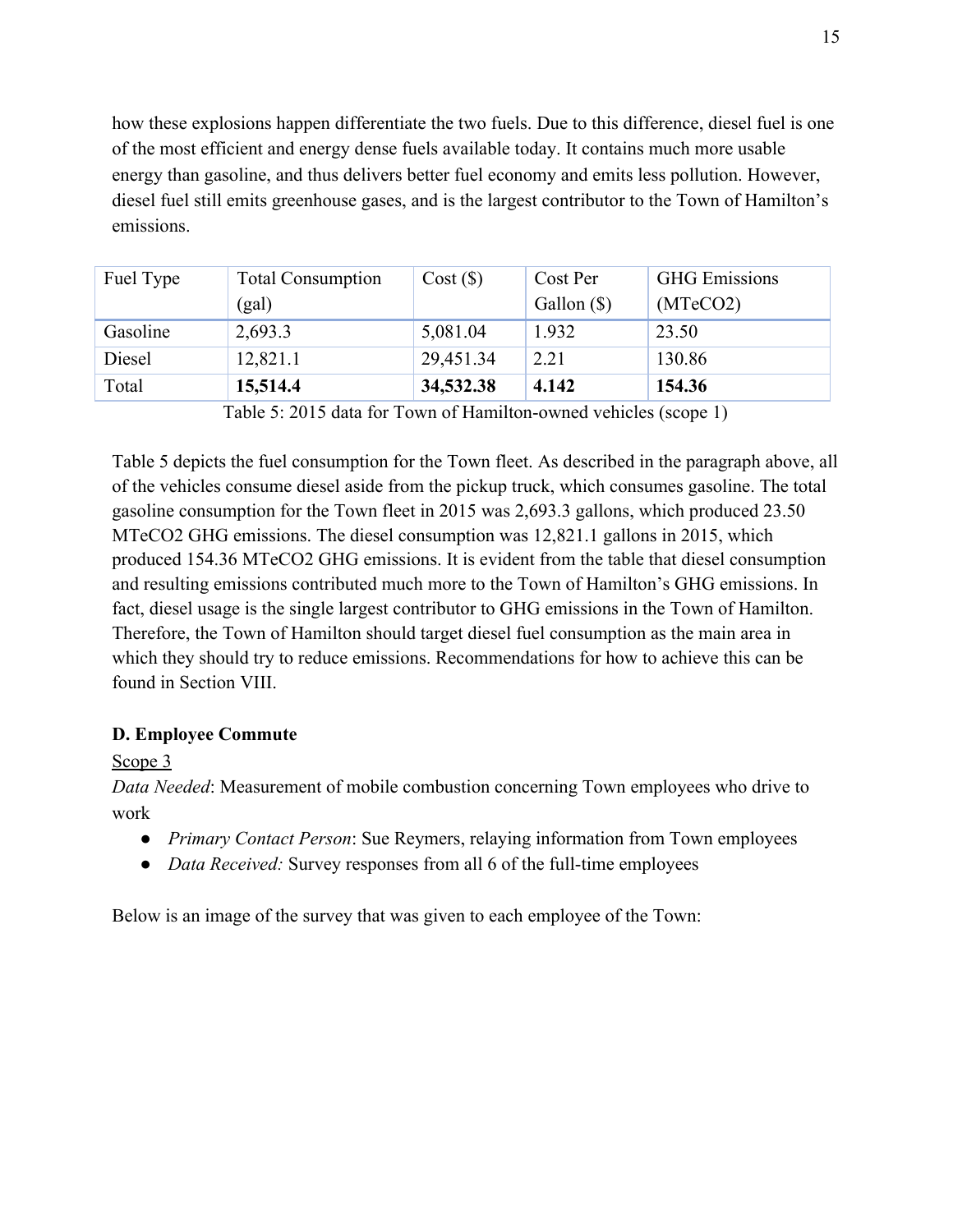how these explosions happen differentiate the two fuels. Due to this difference, diesel fuel is one of the most efficient and energy dense fuels available today. It contains much more usable energy than gasoline, and thus delivers better fuel economy and emits less pollution. However, diesel fuel still emits greenhouse gases, and is the largest contributor to the Town of Hamilton's emissions.

| Fuel Type | Total Consumption (gal) | Cost ($) | Cost Per Gallon ($) | GHG Emissions (MTeCO2) |
|---|---|---|---|---|
| Gasoline | 2,693.3 | 5,081.04 | 1.932 | 23.50 |
| Diesel | 12,821.1 | 29,451.34 | 2.21 | 130.86 |
| Total | **15,514.4** | **34,532.38** | **4.142** | **154.36** |

Table 5: 2015 data for Town of Hamilton-owned vehicles (scope 1)

Table 5 depicts the fuel consumption for the Town fleet. As described in the paragraph above, all of the vehicles consume diesel aside from the pickup truck, which consumes gasoline. The total gasoline consumption for the Town fleet in 2015 was 2,693.3 gallons, which produced 23.50 MTeCO2 GHG emissions. The diesel consumption was 12,821.1 gallons in 2015, which produced 154.36 MTeCO2 GHG emissions. It is evident from the table that diesel consumption and resulting emissions contributed much more to the Town of Hamilton's GHG emissions. In fact, diesel usage is the single largest contributor to GHG emissions in the Town of Hamilton. Therefore, the Town of Hamilton should target diesel fuel consumption as the main area in which they should try to reduce emissions. Recommendations for how to achieve this can be found in Section VIII.

**D. Employee Commute**

<u>Scope 3</u>

*Data Needed*: Measurement of mobile combustion concerning Town employees who drive to work

- *Primary Contact Person*: Sue Reymers, relaying information from Town employees
- *Data Received:* Survey responses from all 6 of the full-time employees

Below is an image of the survey that was given to each employee of the Town: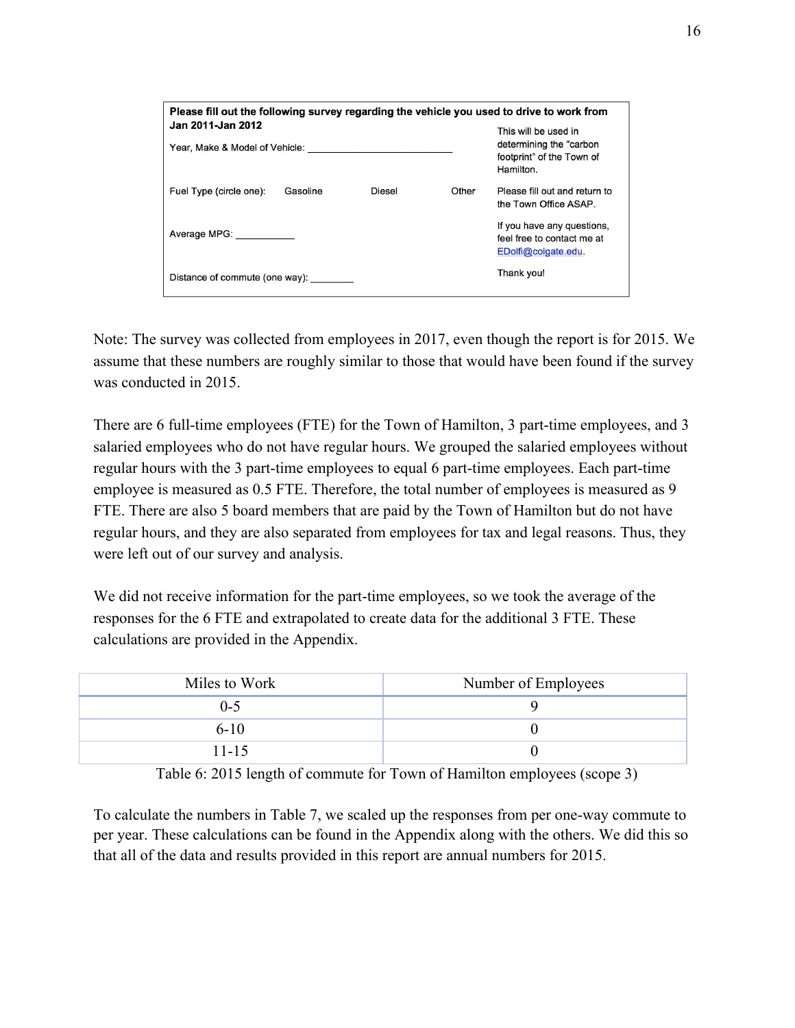> **Please fill out the following survey regarding the vehicle you used to drive to work from Jan 2011-Jan 2012**
>
> Year, Make & Model of Vehicle: ___________________________
>
> Fuel Type (circle one): Gasoline Diesel Other
>
> Average MPG: ___________
>
> Distance of commute (one way): ________
>
> This will be used in determining the "carbon footprint" of the Town of Hamilton.
>
> Please fill out and return to the Town Office ASAP.
>
> If you have any questions, feel free to contact me at EDolfi@colgate.edu.
>
> Thank you!

Note: The survey was collected from employees in 2017, even though the report is for 2015. We assume that these numbers are roughly similar to those that would have been found if the survey was conducted in 2015.

There are 6 full-time employees (FTE) for the Town of Hamilton, 3 part-time employees, and 3 salaried employees who do not have regular hours. We grouped the salaried employees without regular hours with the 3 part-time employees to equal 6 part-time employees. Each part-time employee is measured as 0.5 FTE. Therefore, the total number of employees is measured as 9 FTE. There are also 5 board members that are paid by the Town of Hamilton but do not have regular hours, and they are also separated from employees for tax and legal reasons. Thus, they were left out of our survey and analysis.

We did not receive information for the part-time employees, so we took the average of the responses for the 6 FTE and extrapolated to create data for the additional 3 FTE. These calculations are provided in the Appendix.

| Miles to Work | Number of Employees |
|---|---|
| 0-5 | 9 |
| 6-10 | 0 |
| 11-15 | 0 |

Table 6: 2015 length of commute for Town of Hamilton employees (scope 3)

To calculate the numbers in Table 7, we scaled up the responses from per one-way commute to per year. These calculations can be found in the Appendix along with the others. We did this so that all of the data and results provided in this report are annual numbers for 2015.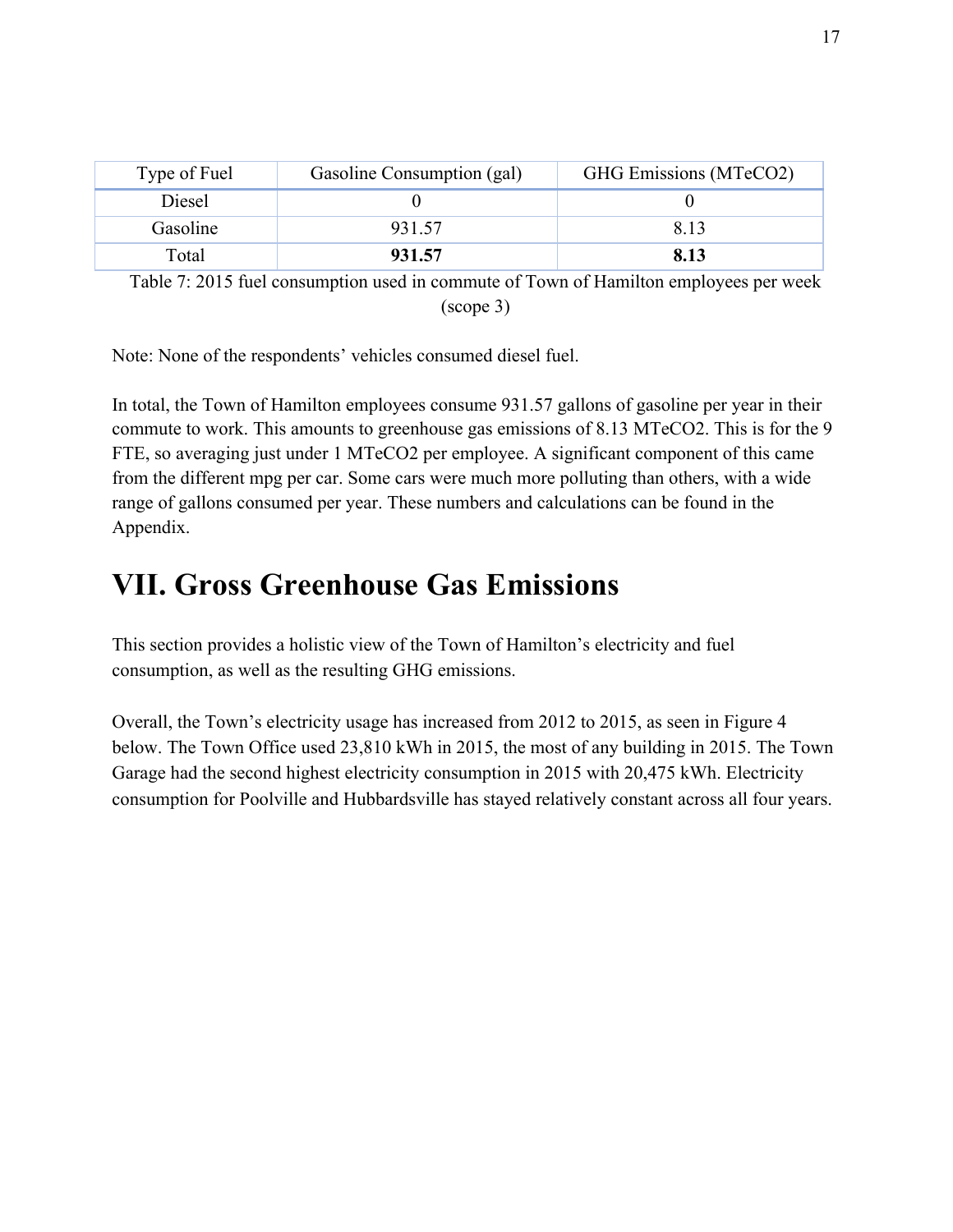| Type of Fuel | Gasoline Consumption (gal) | GHG Emissions (MTeCO2) |
| --- | --- | --- |
| Diesel | 0 | 0 |
| Gasoline | 931.57 | 8.13 |
| Total | **931.57** | **8.13** |

Table 7: 2015 fuel consumption used in commute of Town of Hamilton employees per week (scope 3)

Note: None of the respondents' vehicles consumed diesel fuel.

In total, the Town of Hamilton employees consume 931.57 gallons of gasoline per year in their commute to work. This amounts to greenhouse gas emissions of 8.13 MTeCO2. This is for the 9 FTE, so averaging just under 1 MTeCO2 per employee. A significant component of this came from the different mpg per car. Some cars were much more polluting than others, with a wide range of gallons consumed per year. These numbers and calculations can be found in the Appendix.

# VII. Gross Greenhouse Gas Emissions

This section provides a holistic view of the Town of Hamilton's electricity and fuel consumption, as well as the resulting GHG emissions.

Overall, the Town's electricity usage has increased from 2012 to 2015, as seen in Figure 4 below. The Town Office used 23,810 kWh in 2015, the most of any building in 2015. The Town Garage had the second highest electricity consumption in 2015 with 20,475 kWh. Electricity consumption for Poolville and Hubbardsville has stayed relatively constant across all four years.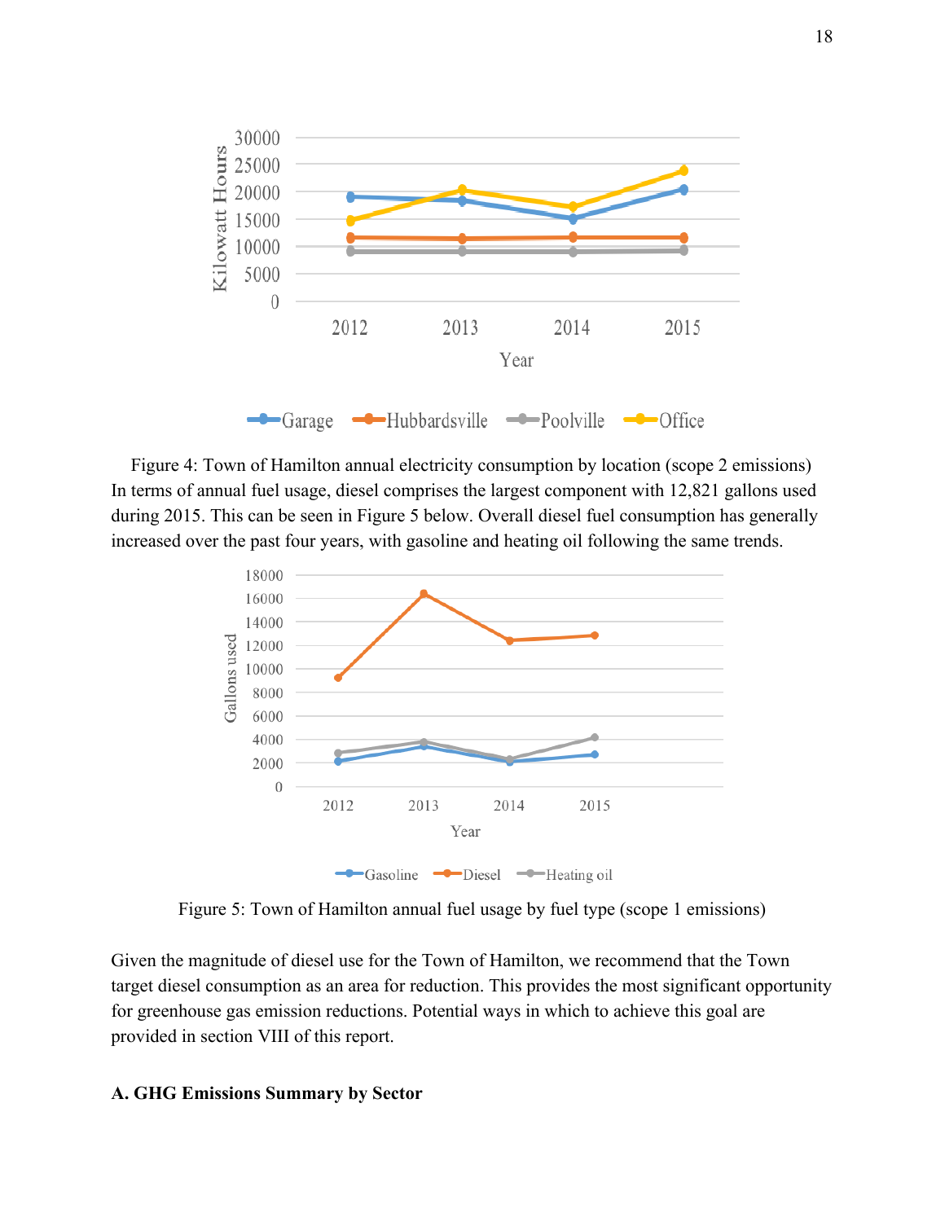Figure 4: Town of Hamilton annual electricity consumption by location (scope 2 emissions)

In terms of annual fuel usage, diesel comprises the largest component with 12,821 gallons used during 2015. This can be seen in Figure 5 below. Overall diesel fuel consumption has generally increased over the past four years, with gasoline and heating oil following the same trends.

Figure 5: Town of Hamilton annual fuel usage by fuel type (scope 1 emissions)

Given the magnitude of diesel use for the Town of Hamilton, we recommend that the Town target diesel consumption as an area for reduction. This provides the most significant opportunity for greenhouse gas emission reductions. Potential ways in which to achieve this goal are provided in section VIII of this report.

**A. GHG Emissions Summary by Sector**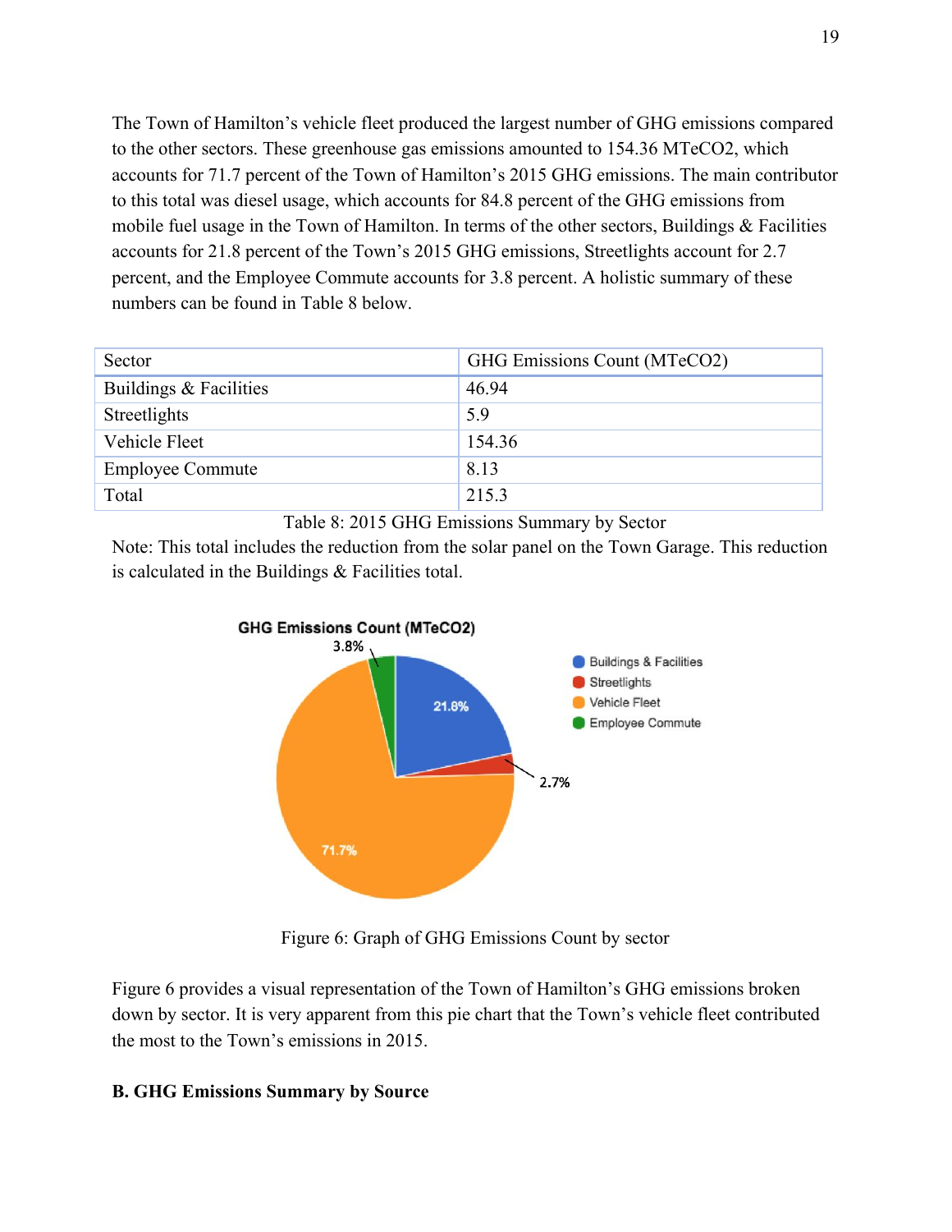The Town of Hamilton's vehicle fleet produced the largest number of GHG emissions compared to the other sectors. These greenhouse gas emissions amounted to 154.36 MTeCO2, which accounts for 71.7 percent of the Town of Hamilton's 2015 GHG emissions. The main contributor to this total was diesel usage, which accounts for 84.8 percent of the GHG emissions from mobile fuel usage in the Town of Hamilton. In terms of the other sectors, Buildings & Facilities accounts for 21.8 percent of the Town's 2015 GHG emissions, Streetlights account for 2.7 percent, and the Employee Commute accounts for 3.8 percent. A holistic summary of these numbers can be found in Table 8 below.

| Sector | GHG Emissions Count (MTeCO2) |
| --- | --- |
| Buildings & Facilities | 46.94 |
| Streetlights | 5.9 |
| Vehicle Fleet | 154.36 |
| Employee Commute | 8.13 |
| Total | 215.3 |

Table 8: 2015 GHG Emissions Summary by Sector

Note: This total includes the reduction from the solar panel on the Town Garage. This reduction is calculated in the Buildings & Facilities total.

Figure 6: Graph of GHG Emissions Count by sector

Figure 6 provides a visual representation of the Town of Hamilton's GHG emissions broken down by sector. It is very apparent from this pie chart that the Town's vehicle fleet contributed the most to the Town's emissions in 2015.

**B. GHG Emissions Summary by Source**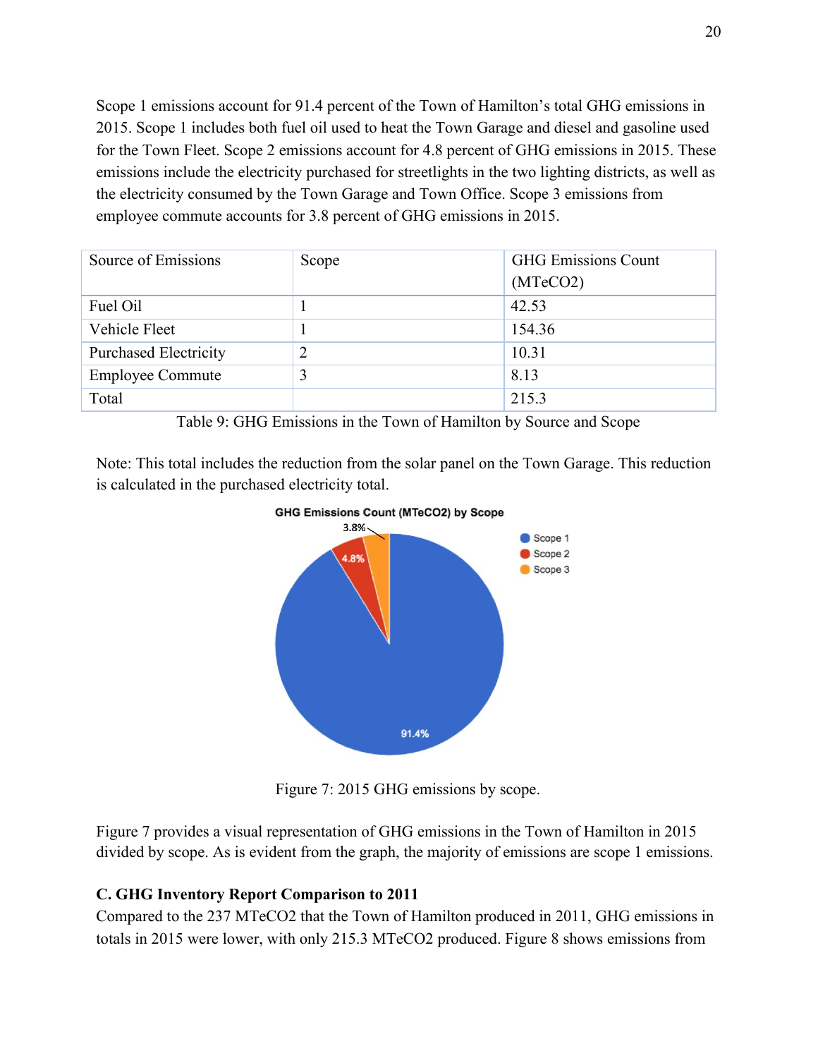Scope 1 emissions account for 91.4 percent of the Town of Hamilton's total GHG emissions in 2015. Scope 1 includes both fuel oil used to heat the Town Garage and diesel and gasoline used for the Town Fleet. Scope 2 emissions account for 4.8 percent of GHG emissions in 2015. These emissions include the electricity purchased for streetlights in the two lighting districts, as well as the electricity consumed by the Town Garage and Town Office. Scope 3 emissions from employee commute accounts for 3.8 percent of GHG emissions in 2015.

| Source of Emissions | Scope | GHG Emissions Count (MTeCO2) |
|---|---|---|
| Fuel Oil | 1 | 42.53 |
| Vehicle Fleet | 1 | 154.36 |
| Purchased Electricity | 2 | 10.31 |
| Employee Commute | 3 | 8.13 |
| Total | | 215.3 |

Table 9: GHG Emissions in the Town of Hamilton by Source and Scope

Note: This total includes the reduction from the solar panel on the Town Garage. This reduction is calculated in the purchased electricity total.

Figure 7: 2015 GHG emissions by scope.

Figure 7 provides a visual representation of GHG emissions in the Town of Hamilton in 2015 divided by scope. As is evident from the graph, the majority of emissions are scope 1 emissions.

**C. GHG Inventory Report Comparison to 2011**

Compared to the 237 MTeCO2 that the Town of Hamilton produced in 2011, GHG emissions in totals in 2015 were lower, with only 215.3 MTeCO2 produced. Figure 8 shows emissions from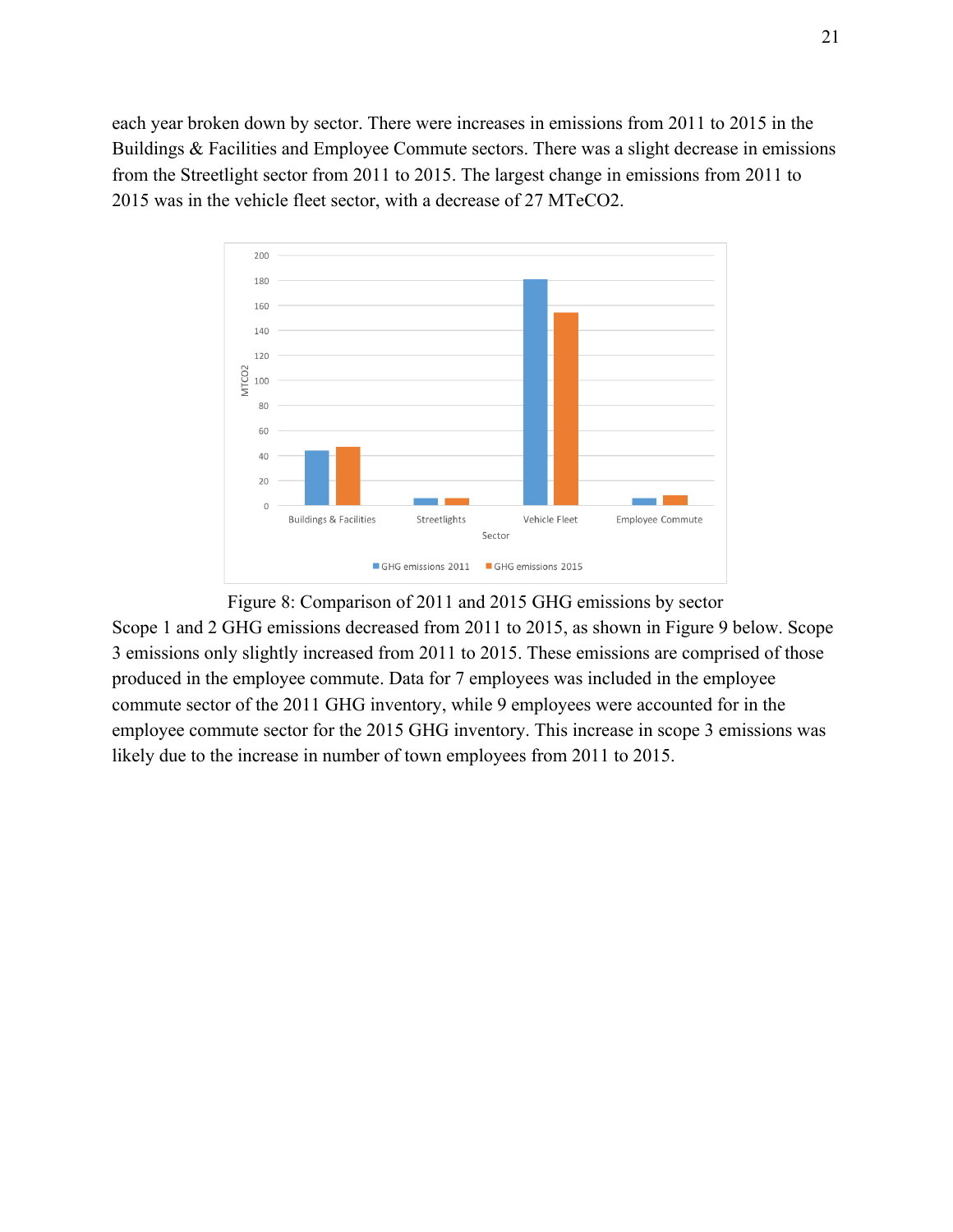each year broken down by sector. There were increases in emissions from 2011 to 2015 in the Buildings & Facilities and Employee Commute sectors. There was a slight decrease in emissions from the Streetlight sector from 2011 to 2015. The largest change in emissions from 2011 to 2015 was in the vehicle fleet sector, with a decrease of 27 MTeCO2.

Figure 8: Comparison of 2011 and 2015 GHG emissions by sector

Scope 1 and 2 GHG emissions decreased from 2011 to 2015, as shown in Figure 9 below. Scope 3 emissions only slightly increased from 2011 to 2015. These emissions are comprised of those produced in the employee commute. Data for 7 employees was included in the employee commute sector of the 2011 GHG inventory, while 9 employees were accounted for in the employee commute sector for the 2015 GHG inventory. This increase in scope 3 emissions was likely due to the increase in number of town employees from 2011 to 2015.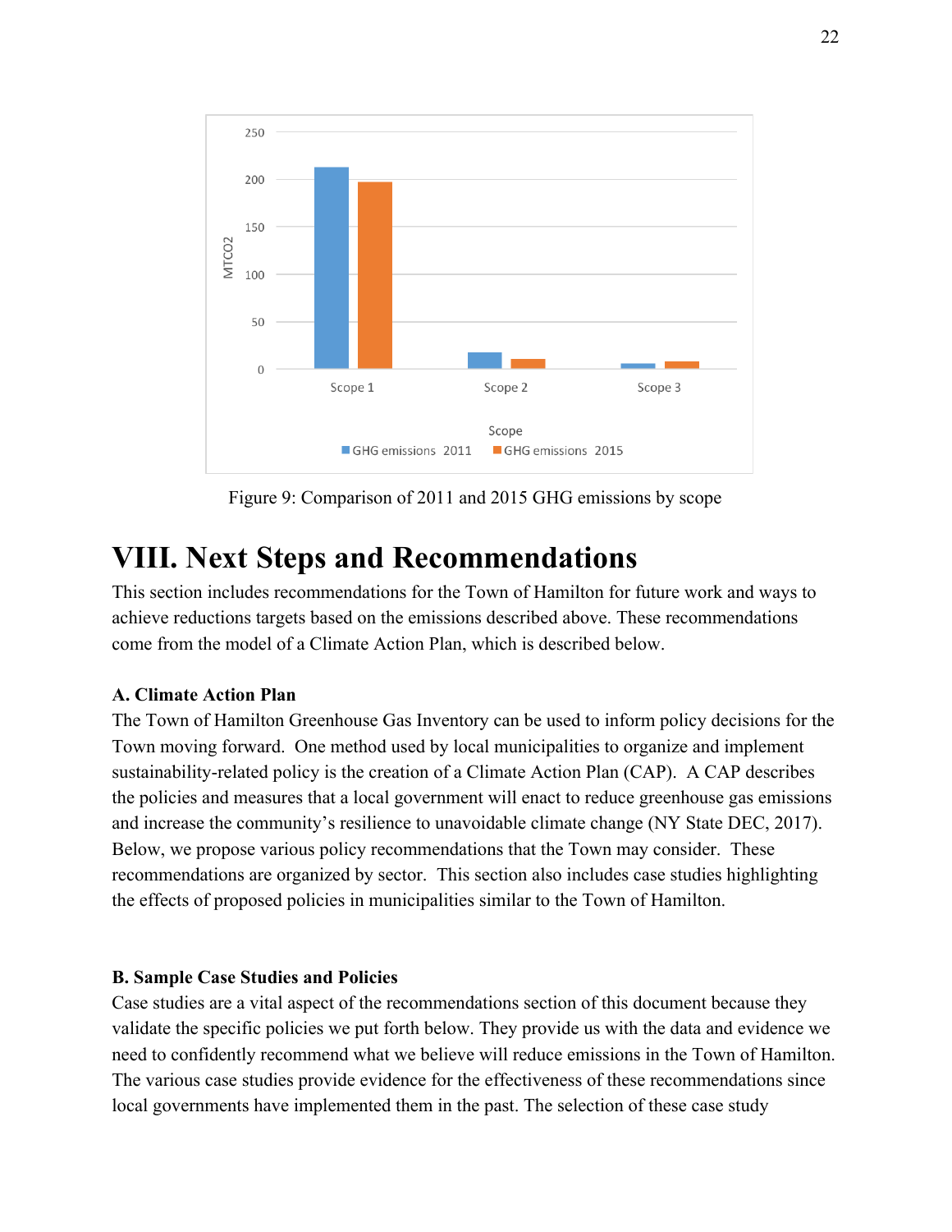Figure 9: Comparison of 2011 and 2015 GHG emissions by scope

# VIII. Next Steps and Recommendations

This section includes recommendations for the Town of Hamilton for future work and ways to achieve reductions targets based on the emissions described above. These recommendations come from the model of a Climate Action Plan, which is described below.

### A. Climate Action Plan

The Town of Hamilton Greenhouse Gas Inventory can be used to inform policy decisions for the Town moving forward. One method used by local municipalities to organize and implement sustainability-related policy is the creation of a Climate Action Plan (CAP). A CAP describes the policies and measures that a local government will enact to reduce greenhouse gas emissions and increase the community's resilience to unavoidable climate change (NY State DEC, 2017). Below, we propose various policy recommendations that the Town may consider. These recommendations are organized by sector. This section also includes case studies highlighting the effects of proposed policies in municipalities similar to the Town of Hamilton.

### B. Sample Case Studies and Policies

Case studies are a vital aspect of the recommendations section of this document because they validate the specific policies we put forth below. They provide us with the data and evidence we need to confidently recommend what we believe will reduce emissions in the Town of Hamilton. The various case studies provide evidence for the effectiveness of these recommendations since local governments have implemented them in the past. The selection of these case study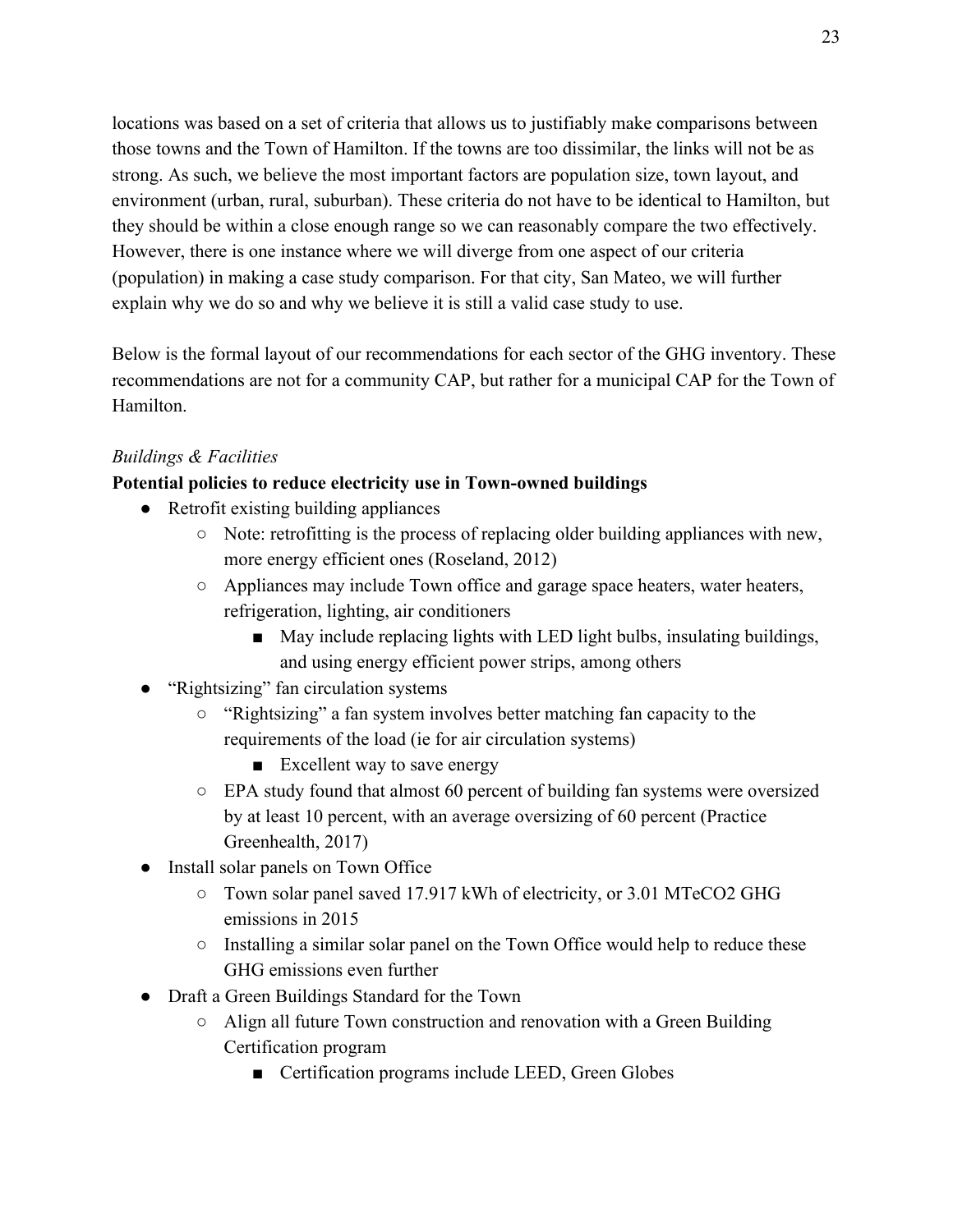locations was based on a set of criteria that allows us to justifiably make comparisons between those towns and the Town of Hamilton. If the towns are too dissimilar, the links will not be as strong. As such, we believe the most important factors are population size, town layout, and environment (urban, rural, suburban). These criteria do not have to be identical to Hamilton, but they should be within a close enough range so we can reasonably compare the two effectively. However, there is one instance where we will diverge from one aspect of our criteria (population) in making a case study comparison. For that city, San Mateo, we will further explain why we do so and why we believe it is still a valid case study to use.

Below is the formal layout of our recommendations for each sector of the GHG inventory. These recommendations are not for a community CAP, but rather for a municipal CAP for the Town of Hamilton.

*Buildings & Facilities*

**Potential policies to reduce electricity use in Town-owned buildings**

- Retrofit existing building appliances
  - Note: retrofitting is the process of replacing older building appliances with new, more energy efficient ones (Roseland, 2012)
  - Appliances may include Town office and garage space heaters, water heaters, refrigeration, lighting, air conditioners
    - May include replacing lights with LED light bulbs, insulating buildings, and using energy efficient power strips, among others
- "Rightsizing" fan circulation systems
  - "Rightsizing" a fan system involves better matching fan capacity to the requirements of the load (ie for air circulation systems)
    - Excellent way to save energy
  - EPA study found that almost 60 percent of building fan systems were oversized by at least 10 percent, with an average oversizing of 60 percent (Practice Greenhealth, 2017)
- Install solar panels on Town Office
  - Town solar panel saved 17.917 kWh of electricity, or 3.01 MTeCO2 GHG emissions in 2015
  - Installing a similar solar panel on the Town Office would help to reduce these GHG emissions even further
- Draft a Green Buildings Standard for the Town
  - Align all future Town construction and renovation with a Green Building Certification program
    - Certification programs include LEED, Green Globes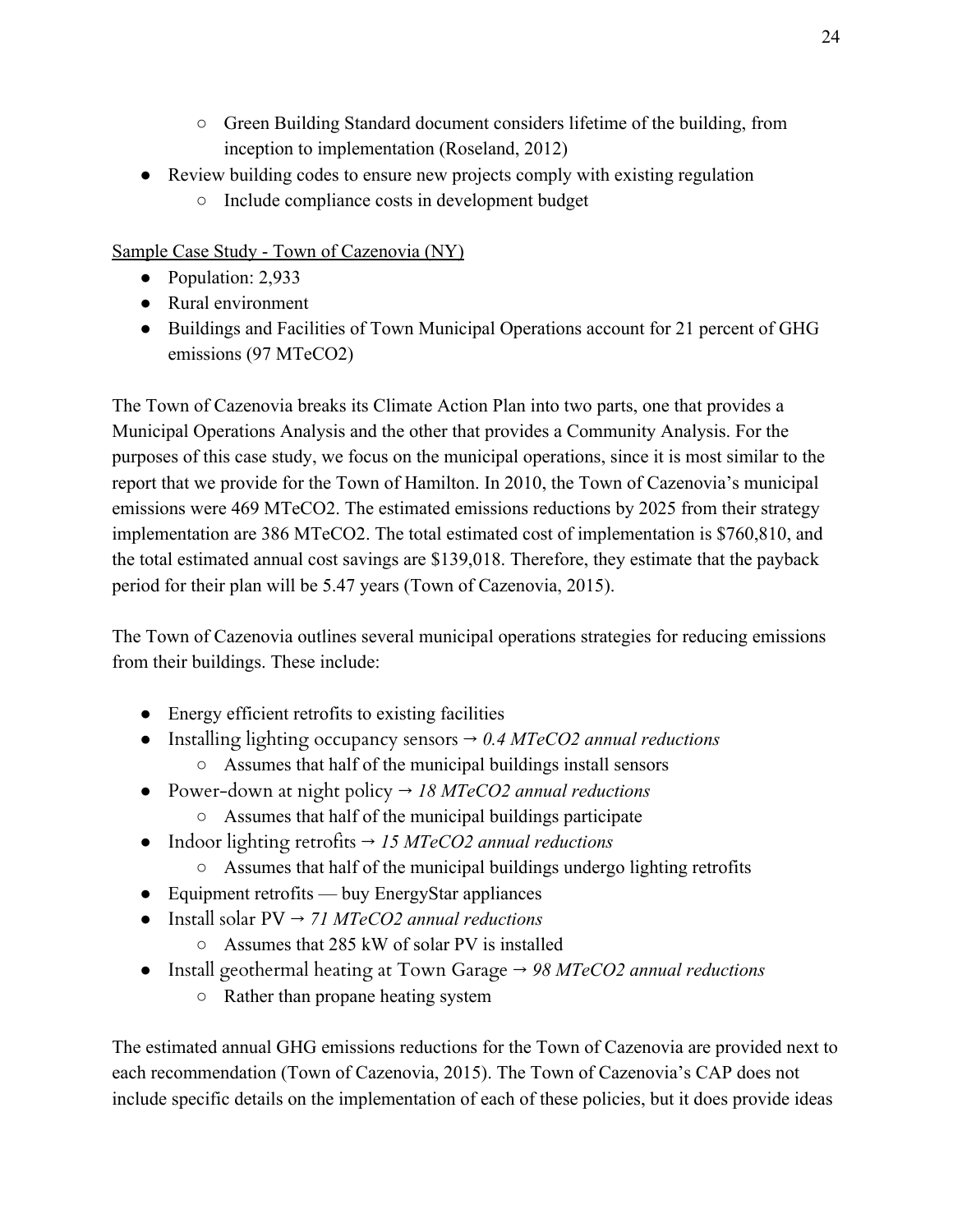- Green Building Standard document considers lifetime of the building, from inception to implementation (Roseland, 2012)
- Review building codes to ensure new projects comply with existing regulation
    - Include compliance costs in development budget

<u>Sample Case Study - Town of Cazenovia (NY)</u>

- Population: 2,933
- Rural environment
- Buildings and Facilities of Town Municipal Operations account for 21 percent of GHG emissions (97 MTeCO2)

The Town of Cazenovia breaks its Climate Action Plan into two parts, one that provides a Municipal Operations Analysis and the other that provides a Community Analysis. For the purposes of this case study, we focus on the municipal operations, since it is most similar to the report that we provide for the Town of Hamilton. In 2010, the Town of Cazenovia's municipal emissions were 469 MTeCO2. The estimated emissions reductions by 2025 from their strategy implementation are 386 MTeCO2. The total estimated cost of implementation is $760,810, and the total estimated annual cost savings are $139,018. Therefore, they estimate that the payback period for their plan will be 5.47 years (Town of Cazenovia, 2015).

The Town of Cazenovia outlines several municipal operations strategies for reducing emissions from their buildings. These include:

- Energy efficient retrofits to existing facilities
- Installing lighting occupancy sensors → *0.4 MTeCO2 annual reductions*
    - Assumes that half of the municipal buildings install sensors
- Power-down at night policy → *18 MTeCO2 annual reductions*
    - Assumes that half of the municipal buildings participate
- Indoor lighting retrofits → *15 MTeCO2 annual reductions*
    - Assumes that half of the municipal buildings undergo lighting retrofits
- Equipment retrofits — buy EnergyStar appliances
- Install solar PV → *71 MTeCO2 annual reductions*
    - Assumes that 285 kW of solar PV is installed
- Install geothermal heating at Town Garage → *98 MTeCO2 annual reductions*
    - Rather than propane heating system

The estimated annual GHG emissions reductions for the Town of Cazenovia are provided next to each recommendation (Town of Cazenovia, 2015). The Town of Cazenovia's CAP does not include specific details on the implementation of each of these policies, but it does provide ideas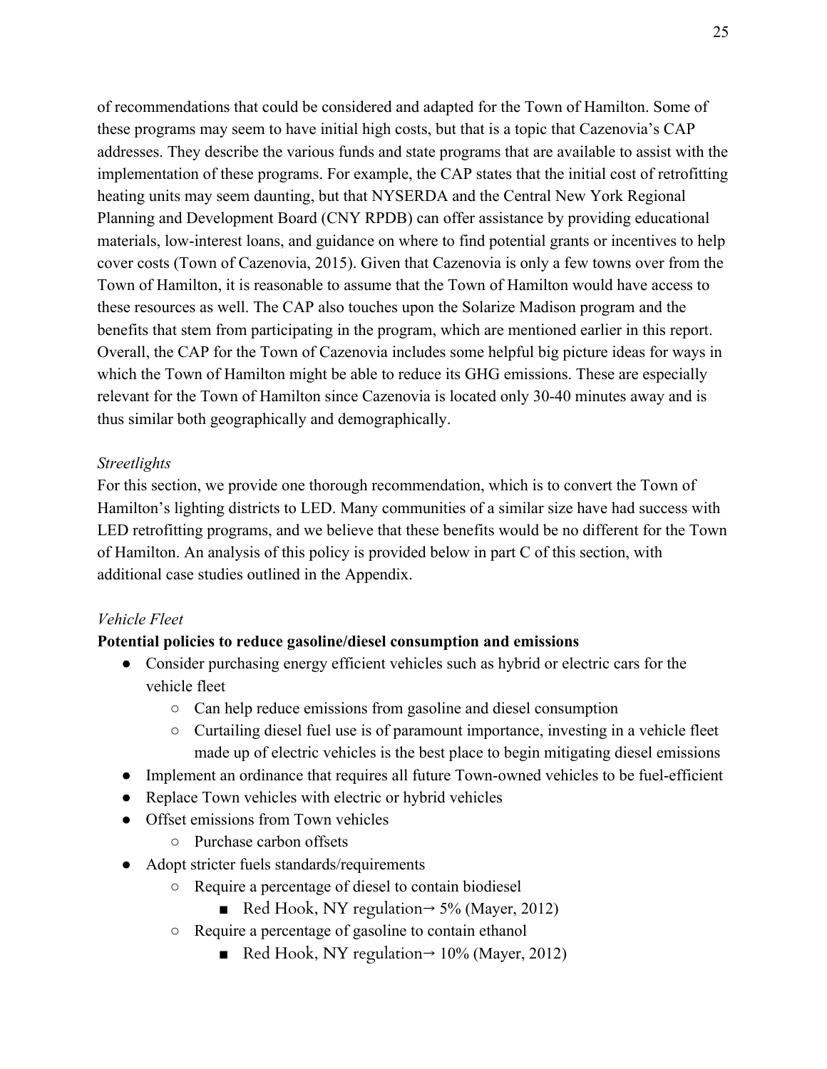of recommendations that could be considered and adapted for the Town of Hamilton. Some of these programs may seem to have initial high costs, but that is a topic that Cazenovia's CAP addresses. They describe the various funds and state programs that are available to assist with the implementation of these programs. For example, the CAP states that the initial cost of retrofitting heating units may seem daunting, but that NYSERDA and the Central New York Regional Planning and Development Board (CNY RPDB) can offer assistance by providing educational materials, low-interest loans, and guidance on where to find potential grants or incentives to help cover costs (Town of Cazenovia, 2015). Given that Cazenovia is only a few towns over from the Town of Hamilton, it is reasonable to assume that the Town of Hamilton would have access to these resources as well. The CAP also touches upon the Solarize Madison program and the benefits that stem from participating in the program, which are mentioned earlier in this report. Overall, the CAP for the Town of Cazenovia includes some helpful big picture ideas for ways in which the Town of Hamilton might be able to reduce its GHG emissions. These are especially relevant for the Town of Hamilton since Cazenovia is located only 30-40 minutes away and is thus similar both geographically and demographically.

*Streetlights*

For this section, we provide one thorough recommendation, which is to convert the Town of Hamilton's lighting districts to LED. Many communities of a similar size have had success with LED retrofitting programs, and we believe that these benefits would be no different for the Town of Hamilton. An analysis of this policy is provided below in part C of this section, with additional case studies outlined in the Appendix.

*Vehicle Fleet*

**Potential policies to reduce gasoline/diesel consumption and emissions**

- Consider purchasing energy efficient vehicles such as hybrid or electric cars for the vehicle fleet
  - Can help reduce emissions from gasoline and diesel consumption
  - Curtailing diesel fuel use is of paramount importance, investing in a vehicle fleet made up of electric vehicles is the best place to begin mitigating diesel emissions
- Implement an ordinance that requires all future Town-owned vehicles to be fuel-efficient
- Replace Town vehicles with electric or hybrid vehicles
- Offset emissions from Town vehicles
  - Purchase carbon offsets
- Adopt stricter fuels standards/requirements
  - Require a percentage of diesel to contain biodiesel
    - Red Hook, NY regulation→ 5% (Mayer, 2012)
  - Require a percentage of gasoline to contain ethanol
    - Red Hook, NY regulation→ 10% (Mayer, 2012)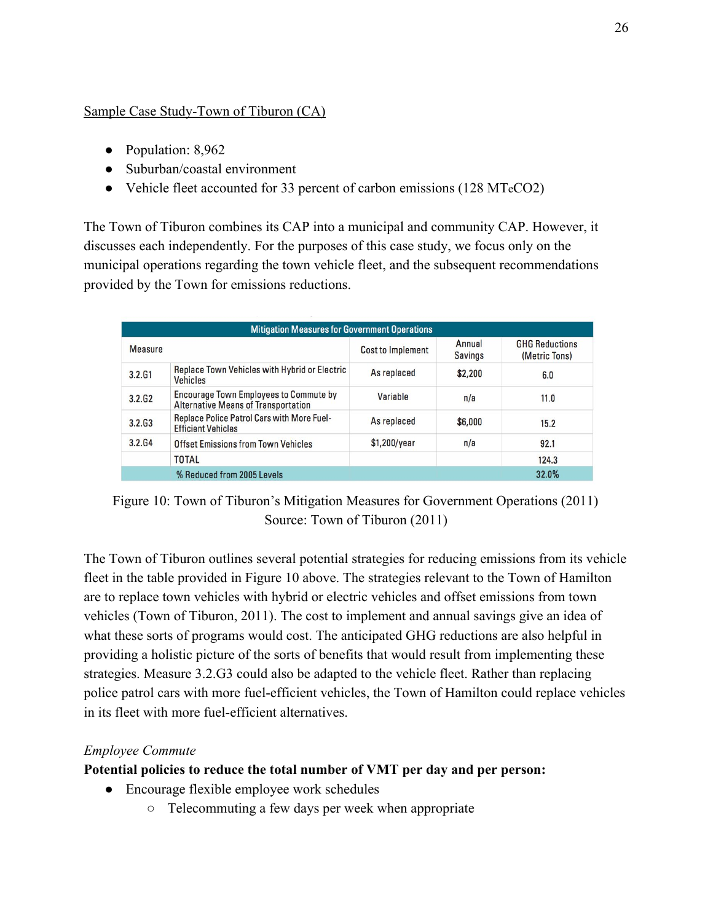<u>Sample Case Study-Town of Tiburon (CA)</u>

- Population: 8,962
- Suburban/coastal environment
- Vehicle fleet accounted for 33 percent of carbon emissions (128 $MT_eCO_2$)

The Town of Tiburon combines its CAP into a municipal and community CAP. However, it discusses each independently. For the purposes of this case study, we focus only on the municipal operations regarding the town vehicle fleet, and the subsequent recommendations provided by the Town for emissions reductions.

| Mitigation Measures for Government Operations | | | | |
|---|---|---|---|---|
| Measure | | Cost to Implement | Annual Savings | GHG Reductions (Metric Tons) |
| 3.2.G1 | Replace Town Vehicles with Hybrid or Electric Vehicles | As replaced | $2,200 | 6.0 |
| 3.2.G2 | Encourage Town Employees to Commute by Alternative Means of Transportation | Variable | n/a | 11.0 |
| 3.2.G3 | Replace Police Patrol Cars with More Fuel-Efficient Vehicles | As replaced | $6,000 | 15.2 |
| 3.2.G4 | Offset Emissions from Town Vehicles | $1,200/year | n/a | 92.1 |
| | TOTAL | | | 124.3 |
| | % Reduced from 2005 Levels | | | 32.0% |

Figure 10: Town of Tiburon's Mitigation Measures for Government Operations (2011)
Source: Town of Tiburon (2011)

The Town of Tiburon outlines several potential strategies for reducing emissions from its vehicle fleet in the table provided in Figure 10 above. The strategies relevant to the Town of Hamilton are to replace town vehicles with hybrid or electric vehicles and offset emissions from town vehicles (Town of Tiburon, 2011). The cost to implement and annual savings give an idea of what these sorts of programs would cost. The anticipated GHG reductions are also helpful in providing a holistic picture of the sorts of benefits that would result from implementing these strategies. Measure 3.2.G3 could also be adapted to the vehicle fleet. Rather than replacing police patrol cars with more fuel-efficient vehicles, the Town of Hamilton could replace vehicles in its fleet with more fuel-efficient alternatives.

*Employee Commute*

**Potential policies to reduce the total number of VMT per day and per person:**

- Encourage flexible employee work schedules
  - Telecommuting a few days per week when appropriate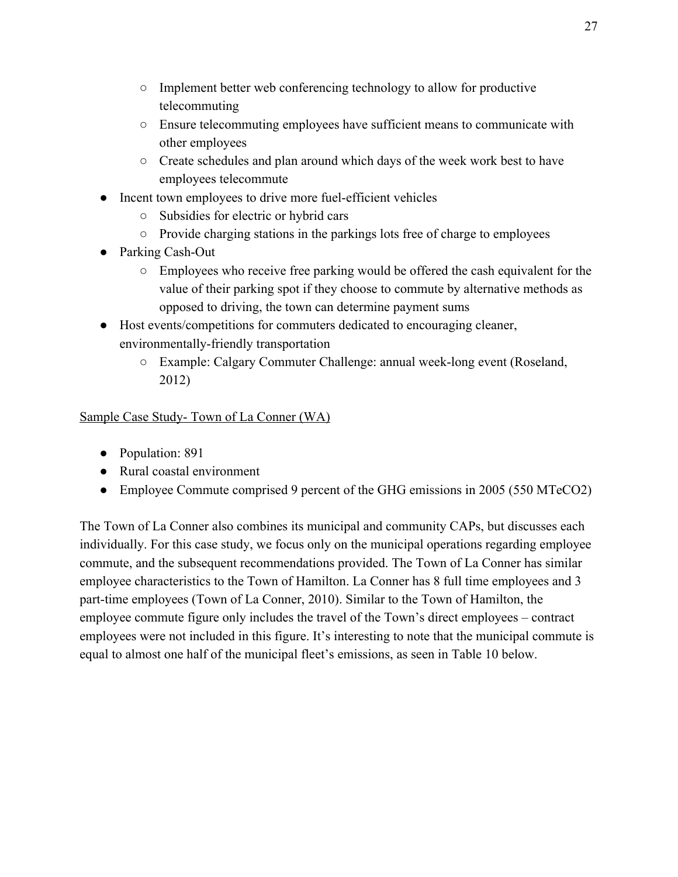- Implement better web conferencing technology to allow for productive telecommuting
    - Ensure telecommuting employees have sufficient means to communicate with other employees
    - Create schedules and plan around which days of the week work best to have employees telecommute
- Incent town employees to drive more fuel-efficient vehicles
    - Subsidies for electric or hybrid cars
    - Provide charging stations in the parkings lots free of charge to employees
- Parking Cash-Out
    - Employees who receive free parking would be offered the cash equivalent for the value of their parking spot if they choose to commute by alternative methods as opposed to driving, the town can determine payment sums
- Host events/competitions for commuters dedicated to encouraging cleaner, environmentally-friendly transportation
    - Example: Calgary Commuter Challenge: annual week-long event (Roseland, 2012)

<u>Sample Case Study- Town of La Conner (WA)</u>

- Population: 891
- Rural coastal environment
- Employee Commute comprised 9 percent of the GHG emissions in 2005 (550 MTeCO2)

The Town of La Conner also combines its municipal and community CAPs, but discusses each individually. For this case study, we focus only on the municipal operations regarding employee commute, and the subsequent recommendations provided. The Town of La Conner has similar employee characteristics to the Town of Hamilton. La Conner has 8 full time employees and 3 part-time employees (Town of La Conner, 2010). Similar to the Town of Hamilton, the employee commute figure only includes the travel of the Town's direct employees – contract employees were not included in this figure. It's interesting to note that the municipal commute is equal to almost one half of the municipal fleet's emissions, as seen in Table 10 below.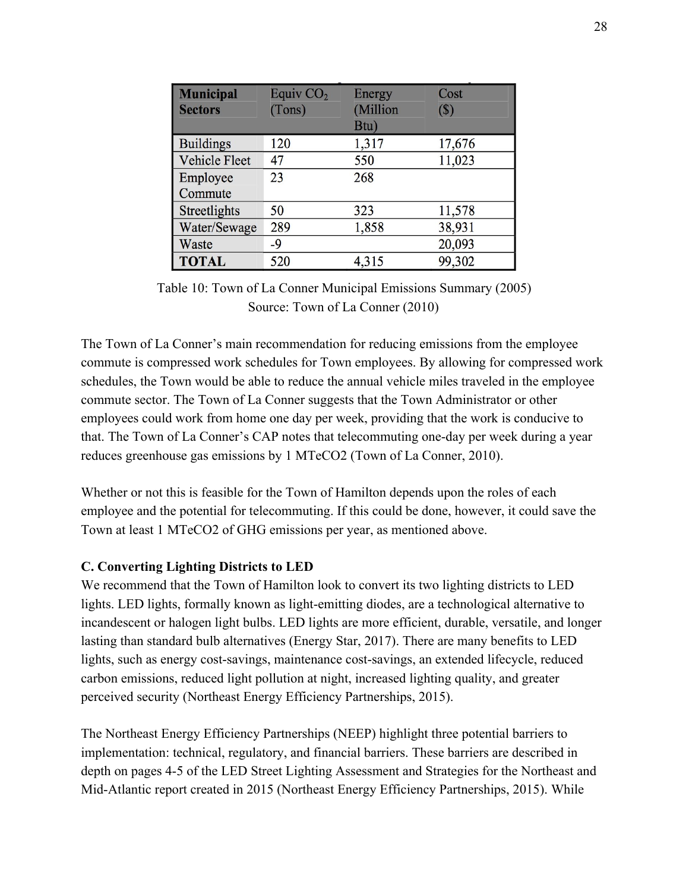| Municipal Sectors | Equiv $CO_2$ (Tons) | Energy (Million Btu) | Cost ($) |
| --- | --- | --- | --- |
| Buildings | 120 | 1,317 | 17,676 |
| Vehicle Fleet | 47 | 550 | 11,023 |
| Employee Commute | 23 | 268 | |
| Streetlights | 50 | 323 | 11,578 |
| Water/Sewage | 289 | 1,858 | 38,931 |
| Waste | -9 | | 20,093 |
| **TOTAL** | 520 | 4,315 | 99,302 |

Table 10: Town of La Conner Municipal Emissions Summary (2005)
Source: Town of La Conner (2010)

The Town of La Conner's main recommendation for reducing emissions from the employee commute is compressed work schedules for Town employees. By allowing for compressed work schedules, the Town would be able to reduce the annual vehicle miles traveled in the employee commute sector. The Town of La Conner suggests that the Town Administrator or other employees could work from home one day per week, providing that the work is conducive to that. The Town of La Conner's CAP notes that telecommuting one-day per week during a year reduces greenhouse gas emissions by 1 MTeCO2 (Town of La Conner, 2010).

Whether or not this is feasible for the Town of Hamilton depends upon the roles of each employee and the potential for telecommuting. If this could be done, however, it could save the Town at least 1 MTeCO2 of GHG emissions per year, as mentioned above.

**C. Converting Lighting Districts to LED**

We recommend that the Town of Hamilton look to convert its two lighting districts to LED lights. LED lights, formally known as light-emitting diodes, are a technological alternative to incandescent or halogen light bulbs. LED lights are more efficient, durable, versatile, and longer lasting than standard bulb alternatives (Energy Star, 2017). There are many benefits to LED lights, such as energy cost-savings, maintenance cost-savings, an extended lifecycle, reduced carbon emissions, reduced light pollution at night, increased lighting quality, and greater perceived security (Northeast Energy Efficiency Partnerships, 2015).

The Northeast Energy Efficiency Partnerships (NEEP) highlight three potential barriers to implementation: technical, regulatory, and financial barriers. These barriers are described in depth on pages 4-5 of the LED Street Lighting Assessment and Strategies for the Northeast and Mid-Atlantic report created in 2015 (Northeast Energy Efficiency Partnerships, 2015). While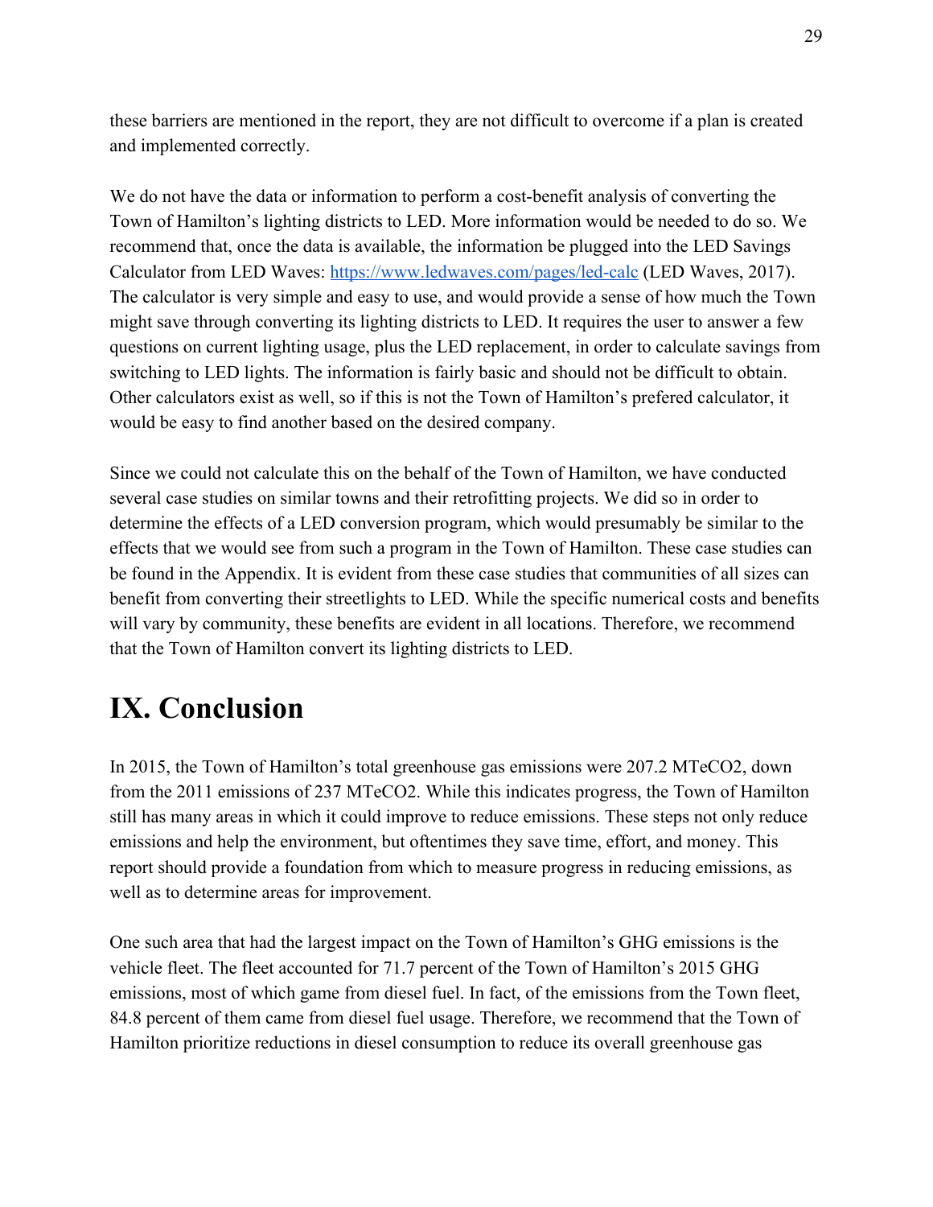these barriers are mentioned in the report, they are not difficult to overcome if a plan is created and implemented correctly.

We do not have the data or information to perform a cost-benefit analysis of converting the Town of Hamilton's lighting districts to LED. More information would be needed to do so. We recommend that, once the data is available, the information be plugged into the LED Savings Calculator from LED Waves: [https://www.ledwaves.com/pages/led-calc](https://www.ledwaves.com/pages/led-calc) (LED Waves, 2017). The calculator is very simple and easy to use, and would provide a sense of how much the Town might save through converting its lighting districts to LED. It requires the user to answer a few questions on current lighting usage, plus the LED replacement, in order to calculate savings from switching to LED lights. The information is fairly basic and should not be difficult to obtain. Other calculators exist as well, so if this is not the Town of Hamilton's prefered calculator, it would be easy to find another based on the desired company.

Since we could not calculate this on the behalf of the Town of Hamilton, we have conducted several case studies on similar towns and their retrofitting projects. We did so in order to determine the effects of a LED conversion program, which would presumably be similar to the effects that we would see from such a program in the Town of Hamilton. These case studies can be found in the Appendix. It is evident from these case studies that communities of all sizes can benefit from converting their streetlights to LED. While the specific numerical costs and benefits will vary by community, these benefits are evident in all locations. Therefore, we recommend that the Town of Hamilton convert its lighting districts to LED.

# IX. Conclusion

In 2015, the Town of Hamilton's total greenhouse gas emissions were 207.2 MTeCO2, down from the 2011 emissions of 237 MTeCO2. While this indicates progress, the Town of Hamilton still has many areas in which it could improve to reduce emissions. These steps not only reduce emissions and help the environment, but oftentimes they save time, effort, and money. This report should provide a foundation from which to measure progress in reducing emissions, as well as to determine areas for improvement.

One such area that had the largest impact on the Town of Hamilton's GHG emissions is the vehicle fleet. The fleet accounted for 71.7 percent of the Town of Hamilton's 2015 GHG emissions, most of which game from diesel fuel. In fact, of the emissions from the Town fleet, 84.8 percent of them came from diesel fuel usage. Therefore, we recommend that the Town of Hamilton prioritize reductions in diesel consumption to reduce its overall greenhouse gas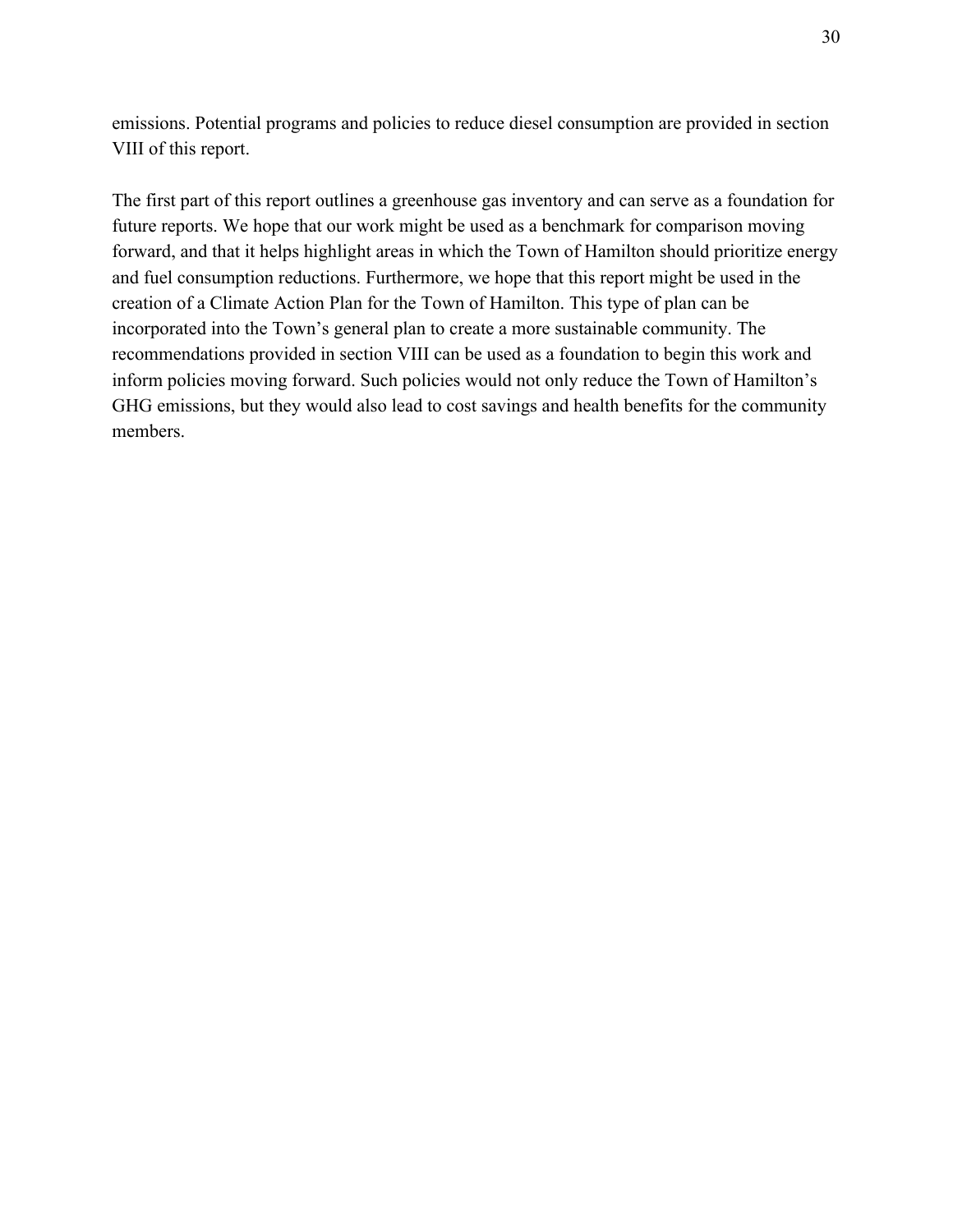emissions. Potential programs and policies to reduce diesel consumption are provided in section VIII of this report.

The first part of this report outlines a greenhouse gas inventory and can serve as a foundation for future reports. We hope that our work might be used as a benchmark for comparison moving forward, and that it helps highlight areas in which the Town of Hamilton should prioritize energy and fuel consumption reductions. Furthermore, we hope that this report might be used in the creation of a Climate Action Plan for the Town of Hamilton. This type of plan can be incorporated into the Town's general plan to create a more sustainable community. The recommendations provided in section VIII can be used as a foundation to begin this work and inform policies moving forward. Such policies would not only reduce the Town of Hamilton's GHG emissions, but they would also lead to cost savings and health benefits for the community members.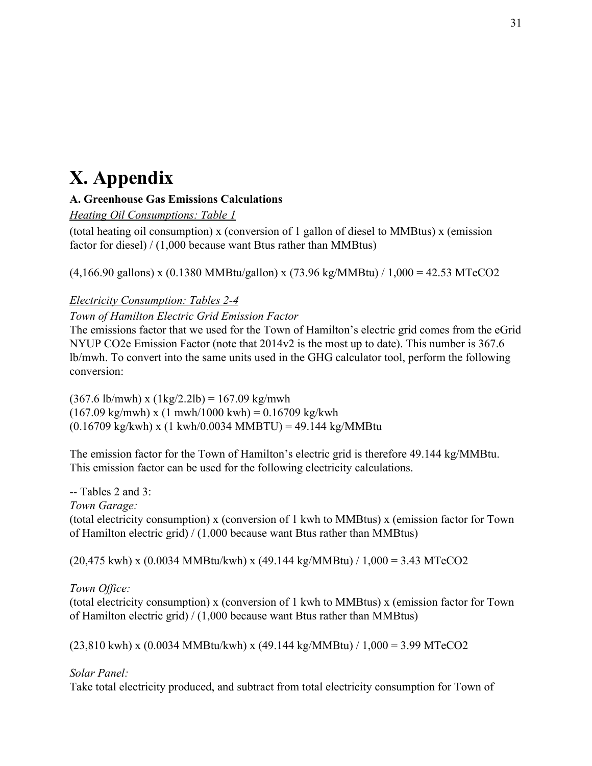# X. Appendix

### A. Greenhouse Gas Emissions Calculations

*Heating Oil Consumptions: Table 1*

(total heating oil consumption) x (conversion of 1 gallon of diesel to MMBtus) x (emission factor for diesel) / (1,000 because want Btus rather than MMBtus)

(4,166.90 gallons) x (0.1380 MMBtu/gallon) x (73.96 kg/MMBtu) / 1,000 = 42.53 MTeCO2

*Electricity Consumption: Tables 2-4*

*Town of Hamilton Electric Grid Emission Factor*

The emissions factor that we used for the Town of Hamilton's electric grid comes from the eGrid NYUP CO2e Emission Factor (note that 2014v2 is the most up to date). This number is 367.6 lb/mwh. To convert into the same units used in the GHG calculator tool, perform the following conversion:

(367.6 lb/mwh) x (1kg/2.2lb) = 167.09 kg/mwh
(167.09 kg/mwh) x (1 mwh/1000 kwh) = 0.16709 kg/kwh
(0.16709 kg/kwh) x (1 kwh/0.0034 MMBTU) = 49.144 kg/MMBtu

The emission factor for the Town of Hamilton's electric grid is therefore 49.144 kg/MMBtu. This emission factor can be used for the following electricity calculations.

-- Tables 2 and 3:

*Town Garage:*

(total electricity consumption) x (conversion of 1 kwh to MMBtus) x (emission factor for Town of Hamilton electric grid) / (1,000 because want Btus rather than MMBtus)

(20,475 kwh) x (0.0034 MMBtu/kwh) x (49.144 kg/MMBtu) / 1,000 = 3.43 MTeCO2

*Town Office:*

(total electricity consumption) x (conversion of 1 kwh to MMBtus) x (emission factor for Town of Hamilton electric grid) / (1,000 because want Btus rather than MMBtus)

(23,810 kwh) x (0.0034 MMBtu/kwh) x (49.144 kg/MMBtu) / 1,000 = 3.99 MTeCO2

*Solar Panel:*

Take total electricity produced, and subtract from total electricity consumption for Town of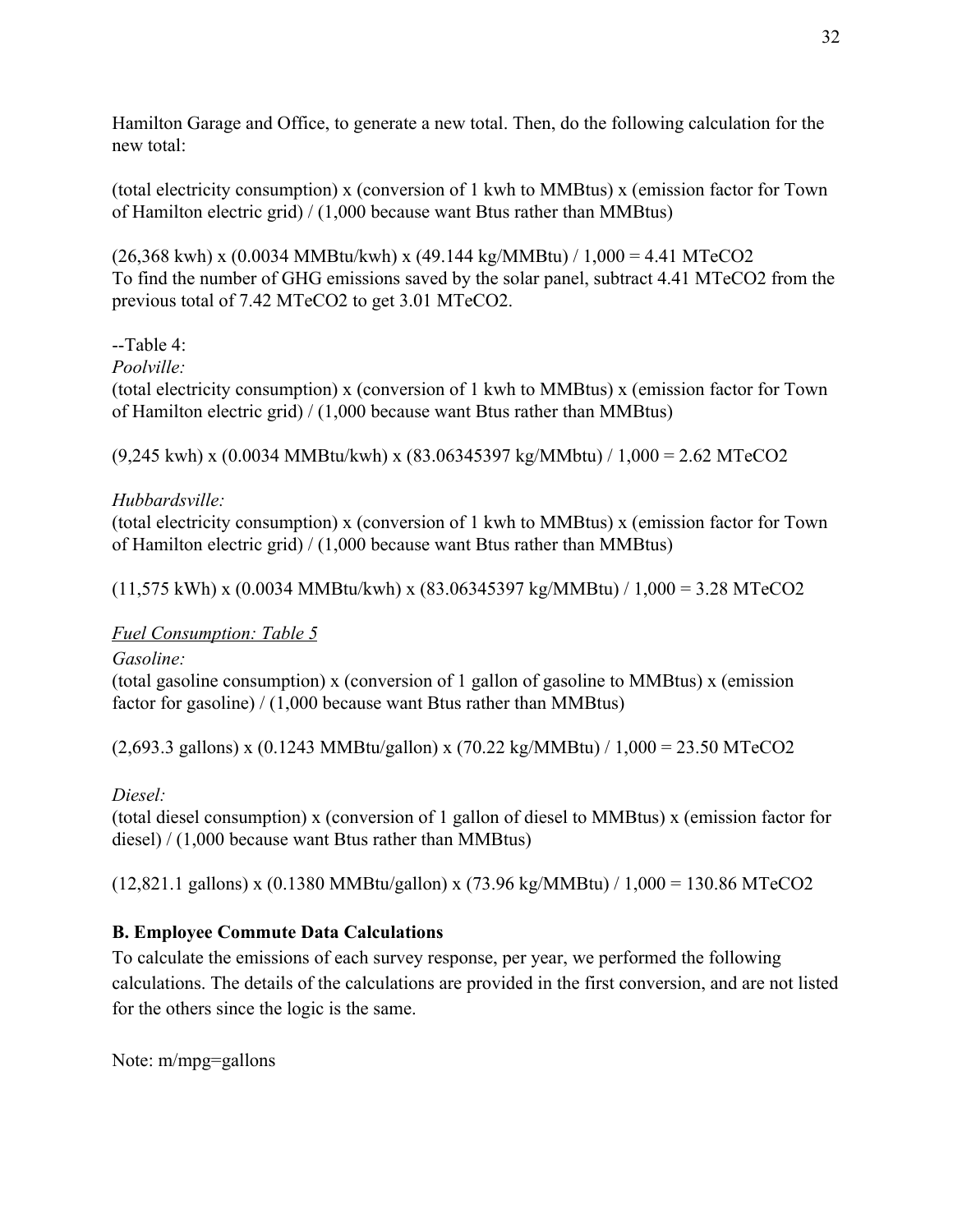Hamilton Garage and Office, to generate a new total. Then, do the following calculation for the new total:

(total electricity consumption) x (conversion of 1 kwh to MMBtus) x (emission factor for Town of Hamilton electric grid) / (1,000 because want Btus rather than MMBtus)

(26,368 kwh) x (0.0034 MMBtu/kwh) x (49.144 kg/MMBtu) / 1,000 = 4.41 MTeCO2
To find the number of GHG emissions saved by the solar panel, subtract 4.41 MTeCO2 from the previous total of 7.42 MTeCO2 to get 3.01 MTeCO2.

--Table 4:

*Poolville:*

(total electricity consumption) x (conversion of 1 kwh to MMBtus) x (emission factor for Town of Hamilton electric grid) / (1,000 because want Btus rather than MMBtus)

(9,245 kwh) x (0.0034 MMBtu/kwh) x (83.06345397 kg/MMbtu) / 1,000 = 2.62 MTeCO2

*Hubbardsville:*

(total electricity consumption) x (conversion of 1 kwh to MMBtus) x (emission factor for Town of Hamilton electric grid) / (1,000 because want Btus rather than MMBtus)

(11,575 kWh) x (0.0034 MMBtu/kwh) x (83.06345397 kg/MMBtu) / 1,000 = 3.28 MTeCO2

*<u>Fuel Consumption: Table 5</u>*

*Gasoline:*

(total gasoline consumption) x (conversion of 1 gallon of gasoline to MMBtus) x (emission factor for gasoline) / (1,000 because want Btus rather than MMBtus)

(2,693.3 gallons) x (0.1243 MMBtu/gallon) x (70.22 kg/MMBtu) / 1,000 = 23.50 MTeCO2

*Diesel:*

(total diesel consumption) x (conversion of 1 gallon of diesel to MMBtus) x (emission factor for diesel) / (1,000 because want Btus rather than MMBtus)

(12,821.1 gallons) x (0.1380 MMBtu/gallon) x (73.96 kg/MMBtu) / 1,000 = 130.86 MTeCO2

**B. Employee Commute Data Calculations**

To calculate the emissions of each survey response, per year, we performed the following calculations. The details of the calculations are provided in the first conversion, and are not listed for the others since the logic is the same.

Note: m/mpg=gallons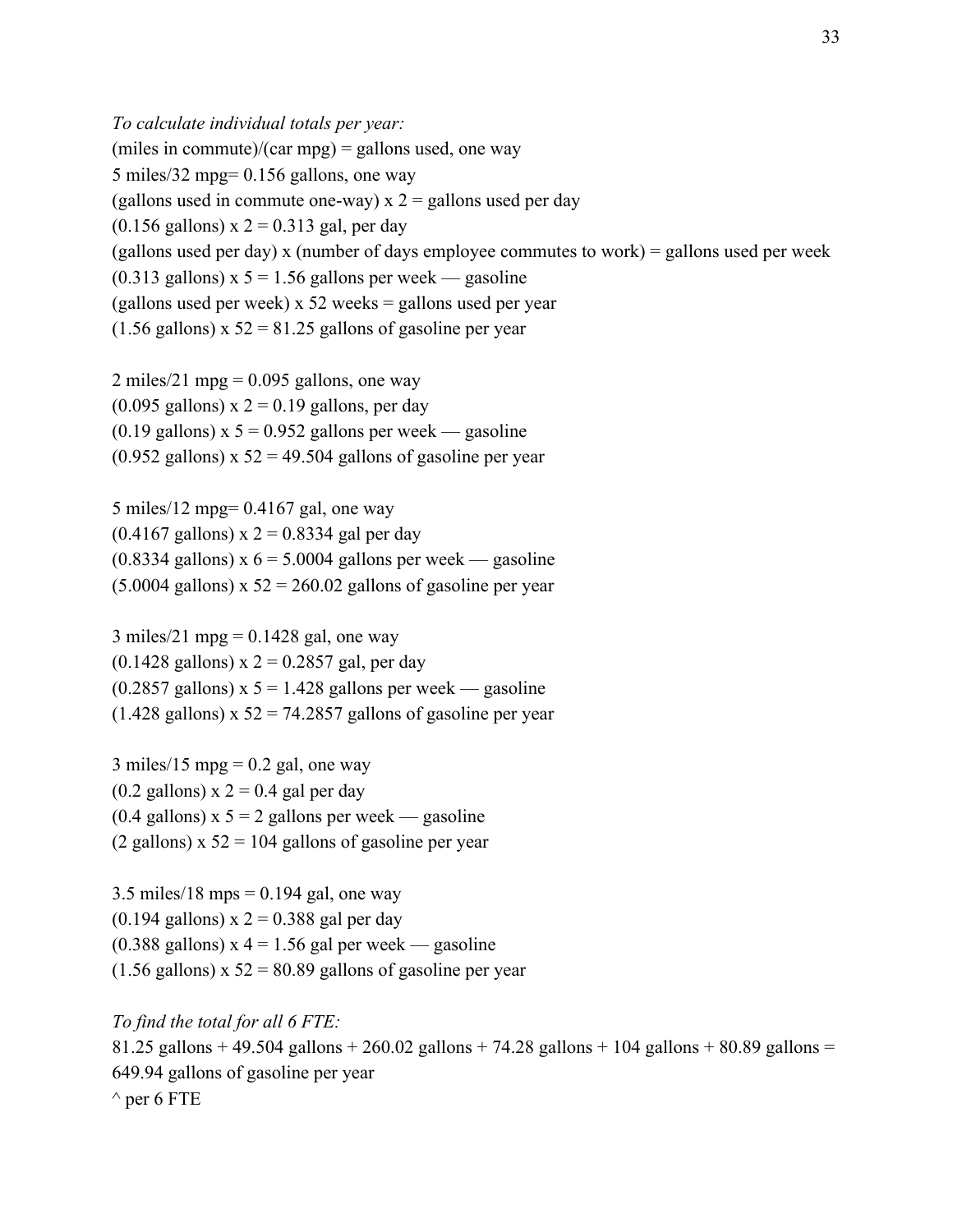*To calculate individual totals per year:*

(miles in commute)/(car mpg) = gallons used, one way
5 miles/32 mpg= 0.156 gallons, one way
(gallons used in commute one-way) x 2 = gallons used per day
(0.156 gallons) x 2 = 0.313 gal, per day
(gallons used per day) x (number of days employee commutes to work) = gallons used per week
(0.313 gallons) x 5 = 1.56 gallons per week — gasoline
(gallons used per week) x 52 weeks = gallons used per year
(1.56 gallons) x 52 = 81.25 gallons of gasoline per year

2 miles/21 mpg = 0.095 gallons, one way
(0.095 gallons) x 2 = 0.19 gallons, per day
(0.19 gallons) x 5 = 0.952 gallons per week — gasoline
(0.952 gallons) x 52 = 49.504 gallons of gasoline per year

5 miles/12 mpg= 0.4167 gal, one way
(0.4167 gallons) x 2 = 0.8334 gal per day
(0.8334 gallons) x 6 = 5.0004 gallons per week — gasoline
(5.0004 gallons) x 52 = 260.02 gallons of gasoline per year

3 miles/21 mpg = 0.1428 gal, one way
(0.1428 gallons) x 2 = 0.2857 gal, per day
(0.2857 gallons) x 5 = 1.428 gallons per week — gasoline
(1.428 gallons) x 52 = 74.2857 gallons of gasoline per year

3 miles/15 mpg = 0.2 gal, one way
(0.2 gallons) x 2 = 0.4 gal per day
(0.4 gallons) x 5 = 2 gallons per week — gasoline
(2 gallons) x 52 = 104 gallons of gasoline per year

3.5 miles/18 mps = 0.194 gal, one way
(0.194 gallons) x 2 = 0.388 gal per day
(0.388 gallons) x 4 = 1.56 gal per week — gasoline
(1.56 gallons) x 52 = 80.89 gallons of gasoline per year

*To find the total for all 6 FTE:*

81.25 gallons + 49.504 gallons + 260.02 gallons + 74.28 gallons + 104 gallons + 80.89 gallons = 649.94 gallons of gasoline per year
^ per 6 FTE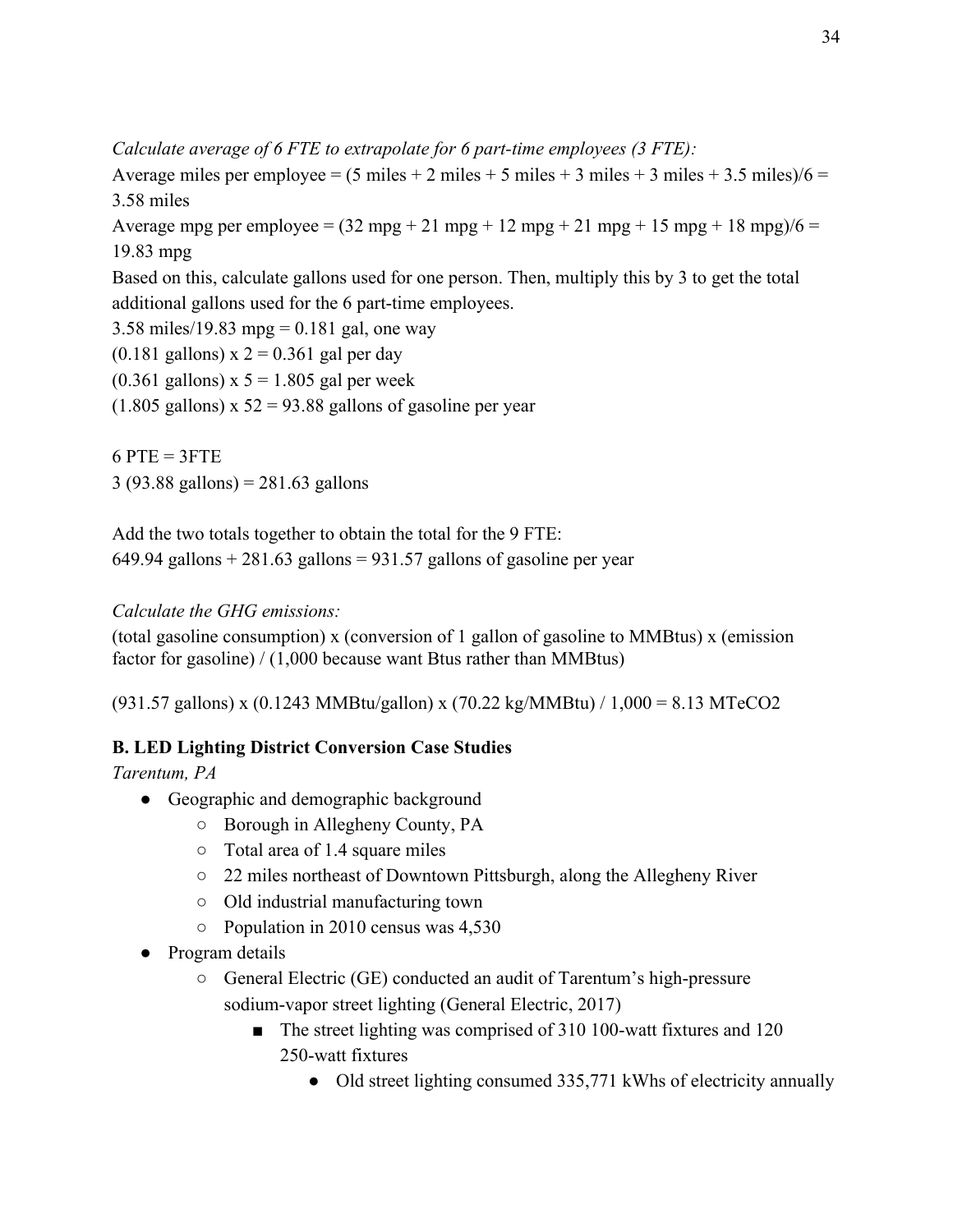*Calculate average of 6 FTE to extrapolate for 6 part-time employees (3 FTE):*

Average miles per employee = (5 miles + 2 miles + 5 miles + 3 miles + 3 miles + 3.5 miles)/6 = 3.58 miles

Average mpg per employee = (32 mpg + 21 mpg + 12 mpg + 21 mpg + 15 mpg + 18 mpg)/6 = 19.83 mpg

Based on this, calculate gallons used for one person. Then, multiply this by 3 to get the total additional gallons used for the 6 part-time employees.

3.58 miles/19.83 mpg = 0.181 gal, one way

(0.181 gallons) x 2 = 0.361 gal per day

(0.361 gallons) x 5 = 1.805 gal per week

(1.805 gallons) x 52 = 93.88 gallons of gasoline per year

6 PTE = 3FTE

3 (93.88 gallons) = 281.63 gallons

Add the two totals together to obtain the total for the 9 FTE:

649.94 gallons + 281.63 gallons = 931.57 gallons of gasoline per year

*Calculate the GHG emissions:*

(total gasoline consumption) x (conversion of 1 gallon of gasoline to MMBtus) x (emission factor for gasoline) / (1,000 because want Btus rather than MMBtus)

(931.57 gallons) x (0.1243 MMBtu/gallon) x (70.22 kg/MMBtu) / 1,000 = 8.13 MTeCO2

**B. LED Lighting District Conversion Case Studies**

*Tarentum, PA*

- Geographic and demographic background
  - Borough in Allegheny County, PA
  - Total area of 1.4 square miles
  - 22 miles northeast of Downtown Pittsburgh, along the Allegheny River
  - Old industrial manufacturing town
  - Population in 2010 census was 4,530
- Program details
  - General Electric (GE) conducted an audit of Tarentum's high-pressure sodium-vapor street lighting (General Electric, 2017)
    - The street lighting was comprised of 310 100-watt fixtures and 120 250-watt fixtures
      - Old street lighting consumed 335,771 kWhs of electricity annually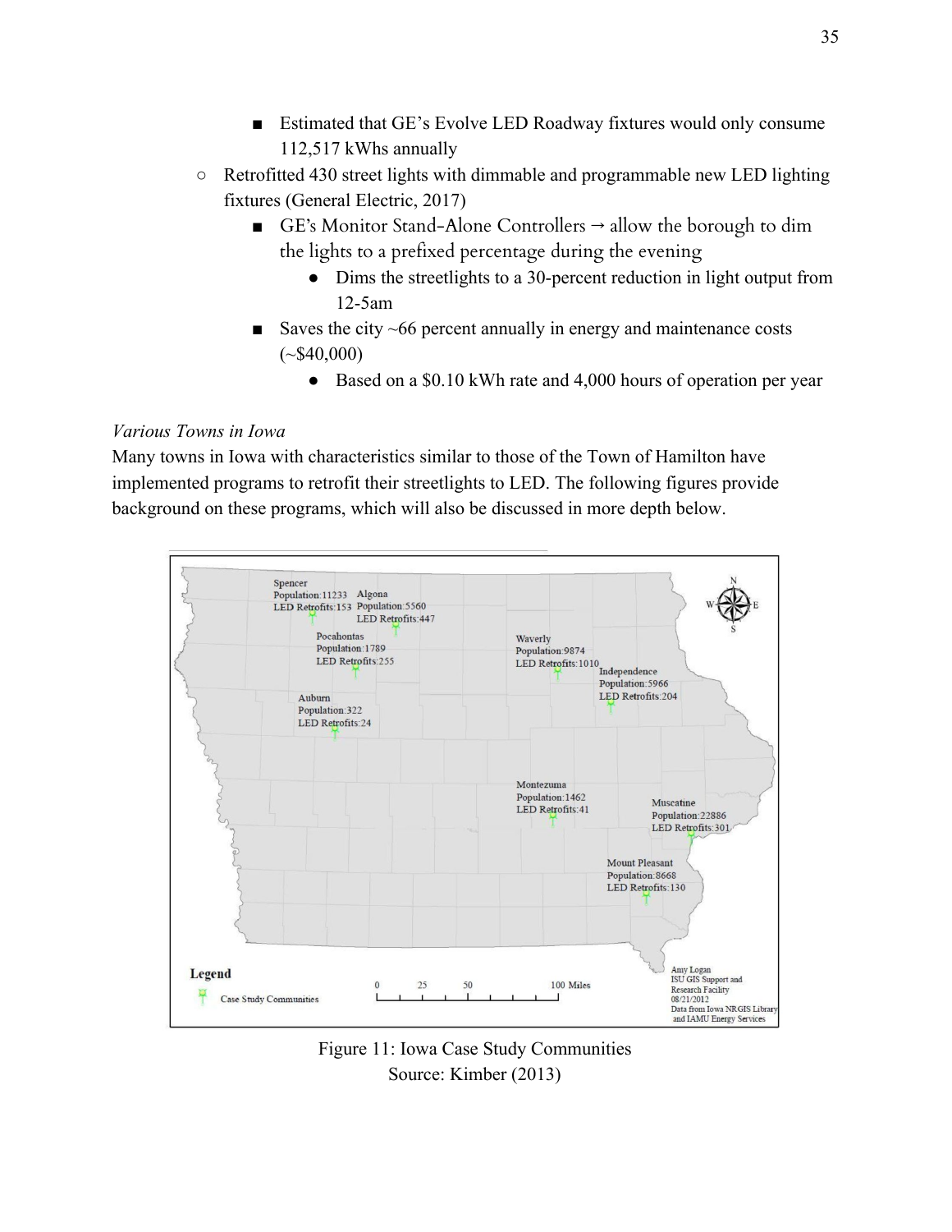- Estimated that GE's Evolve LED Roadway fixtures would only consume 112,517 kWhs annually
    - Retrofitted 430 street lights with dimmable and programmable new LED lighting fixtures (General Electric, 2017)
        - GE's Monitor Stand-Alone Controllers → allow the borough to dim the lights to a prefixed percentage during the evening
            - Dims the streetlights to a 30-percent reduction in light output from 12-5am
        - Saves the city ~66 percent annually in energy and maintenance costs (~$40,000)
            - Based on a $0.10 kWh rate and 4,000 hours of operation per year

*Various Towns in Iowa*

Many towns in Iowa with characteristics similar to those of the Town of Hamilton have implemented programs to retrofit their streetlights to LED. The following figures provide background on these programs, which will also be discussed in more depth below.

Figure 11: Iowa Case Study Communities
Source: Kimber (2013)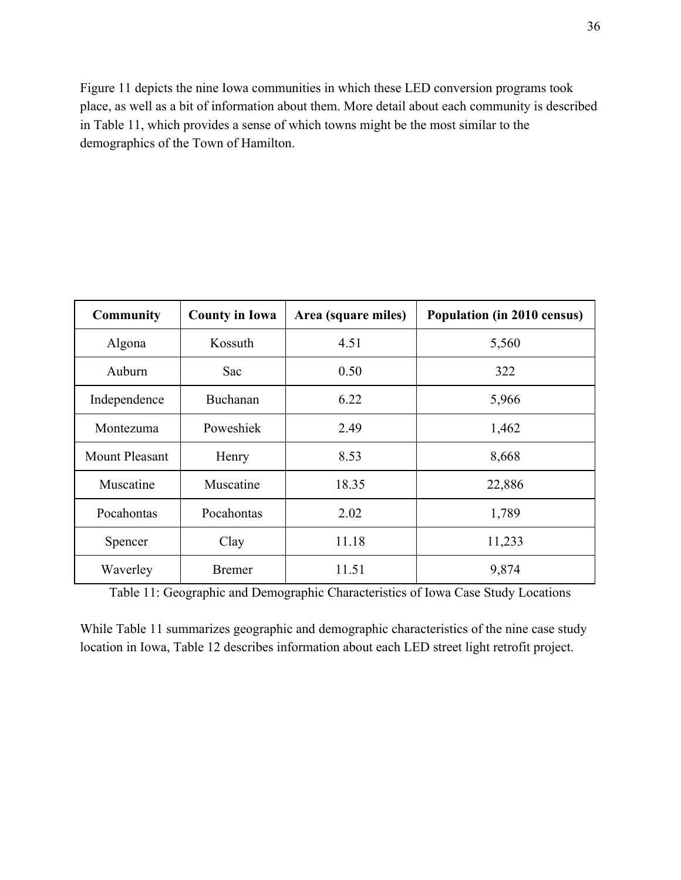Figure 11 depicts the nine Iowa communities in which these LED conversion programs took place, as well as a bit of information about them. More detail about each community is described in Table 11, which provides a sense of which towns might be the most similar to the demographics of the Town of Hamilton.

| Community | County in Iowa | Area (square miles) | Population (in 2010 census) |
|---|---|---|---|
| Algona | Kossuth | 4.51 | 5,560 |
| Auburn | Sac | 0.50 | 322 |
| Independence | Buchanan | 6.22 | 5,966 |
| Montezuma | Poweshiek | 2.49 | 1,462 |
| Mount Pleasant | Henry | 8.53 | 8,668 |
| Muscatine | Muscatine | 18.35 | 22,886 |
| Pocahontas | Pocahontas | 2.02 | 1,789 |
| Spencer | Clay | 11.18 | 11,233 |
| Waverley | Bremer | 11.51 | 9,874 |

Table 11: Geographic and Demographic Characteristics of Iowa Case Study Locations

While Table 11 summarizes geographic and demographic characteristics of the nine case study location in Iowa, Table 12 describes information about each LED street light retrofit project.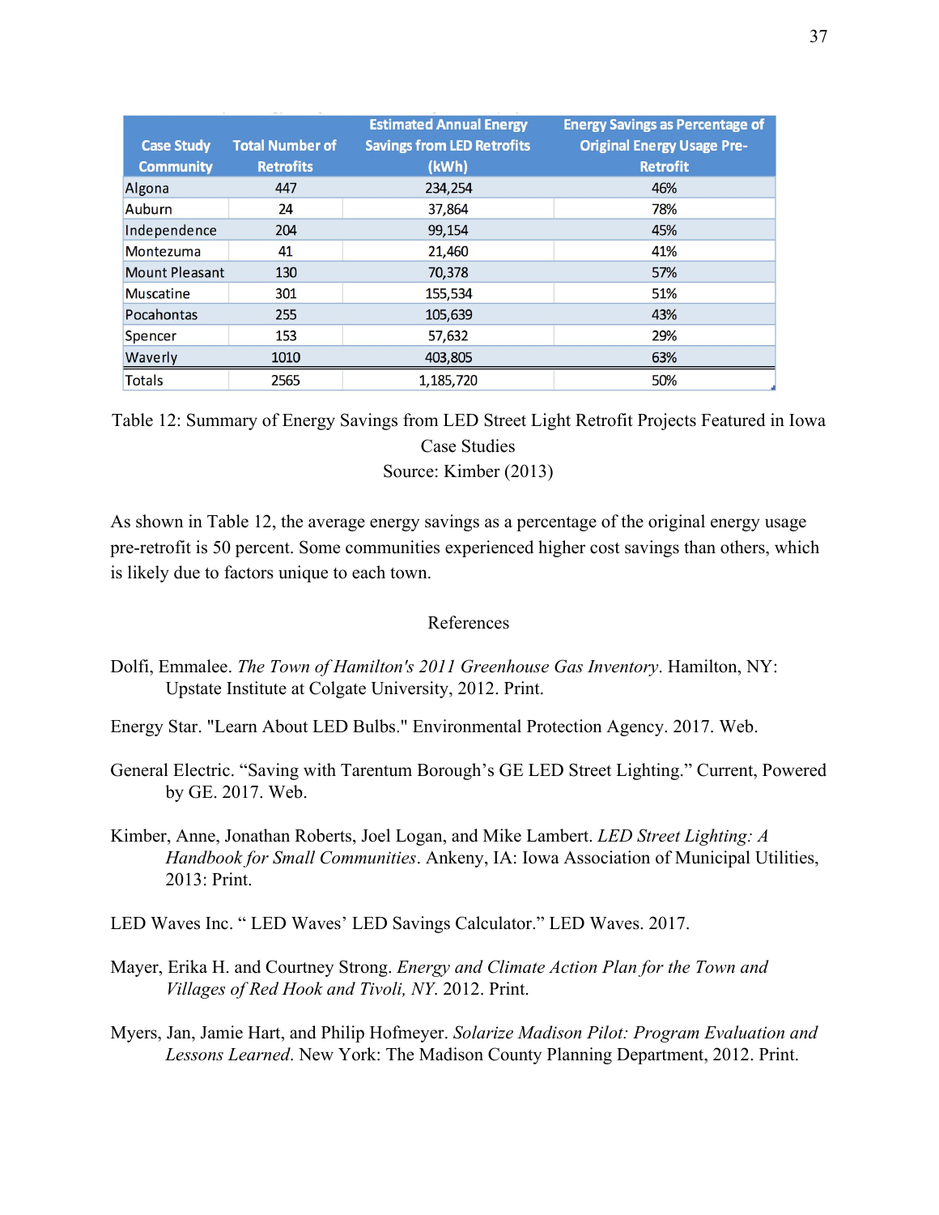| Case Study Community | Total Number of Retrofits | Estimated Annual Energy Savings from LED Retrofits (kWh) | Energy Savings as Percentage of Original Energy Usage Pre-Retrofit |
|---|---|---|---|
| Algona | 447 | 234,254 | 46% |
| Auburn | 24 | 37,864 | 78% |
| Independence | 204 | 99,154 | 45% |
| Montezuma | 41 | 21,460 | 41% |
| Mount Pleasant | 130 | 70,378 | 57% |
| Muscatine | 301 | 155,534 | 51% |
| Pocahontas | 255 | 105,639 | 43% |
| Spencer | 153 | 57,632 | 29% |
| Waverly | 1010 | 403,805 | 63% |
| Totals | 2565 | 1,185,720 | 50% |

Table 12: Summary of Energy Savings from LED Street Light Retrofit Projects Featured in Iowa Case Studies
Source: Kimber (2013)

As shown in Table 12, the average energy savings as a percentage of the original energy usage pre-retrofit is 50 percent. Some communities experienced higher cost savings than others, which is likely due to factors unique to each town.

## References

Dolfi, Emmalee. *The Town of Hamilton's 2011 Greenhouse Gas Inventory*. Hamilton, NY: Upstate Institute at Colgate University, 2012. Print.

Energy Star. "Learn About LED Bulbs." Environmental Protection Agency. 2017. Web.

General Electric. "Saving with Tarentum Borough's GE LED Street Lighting." Current, Powered by GE. 2017. Web.

Kimber, Anne, Jonathan Roberts, Joel Logan, and Mike Lambert. *LED Street Lighting: A Handbook for Small Communities*. Ankeny, IA: Iowa Association of Municipal Utilities, 2013: Print.

LED Waves Inc. " LED Waves' LED Savings Calculator." LED Waves. 2017.

Mayer, Erika H. and Courtney Strong. *Energy and Climate Action Plan for the Town and Villages of Red Hook and Tivoli, NY*. 2012. Print.

Myers, Jan, Jamie Hart, and Philip Hofmeyer. *Solarize Madison Pilot: Program Evaluation and Lessons Learned*. New York: The Madison County Planning Department, 2012. Print.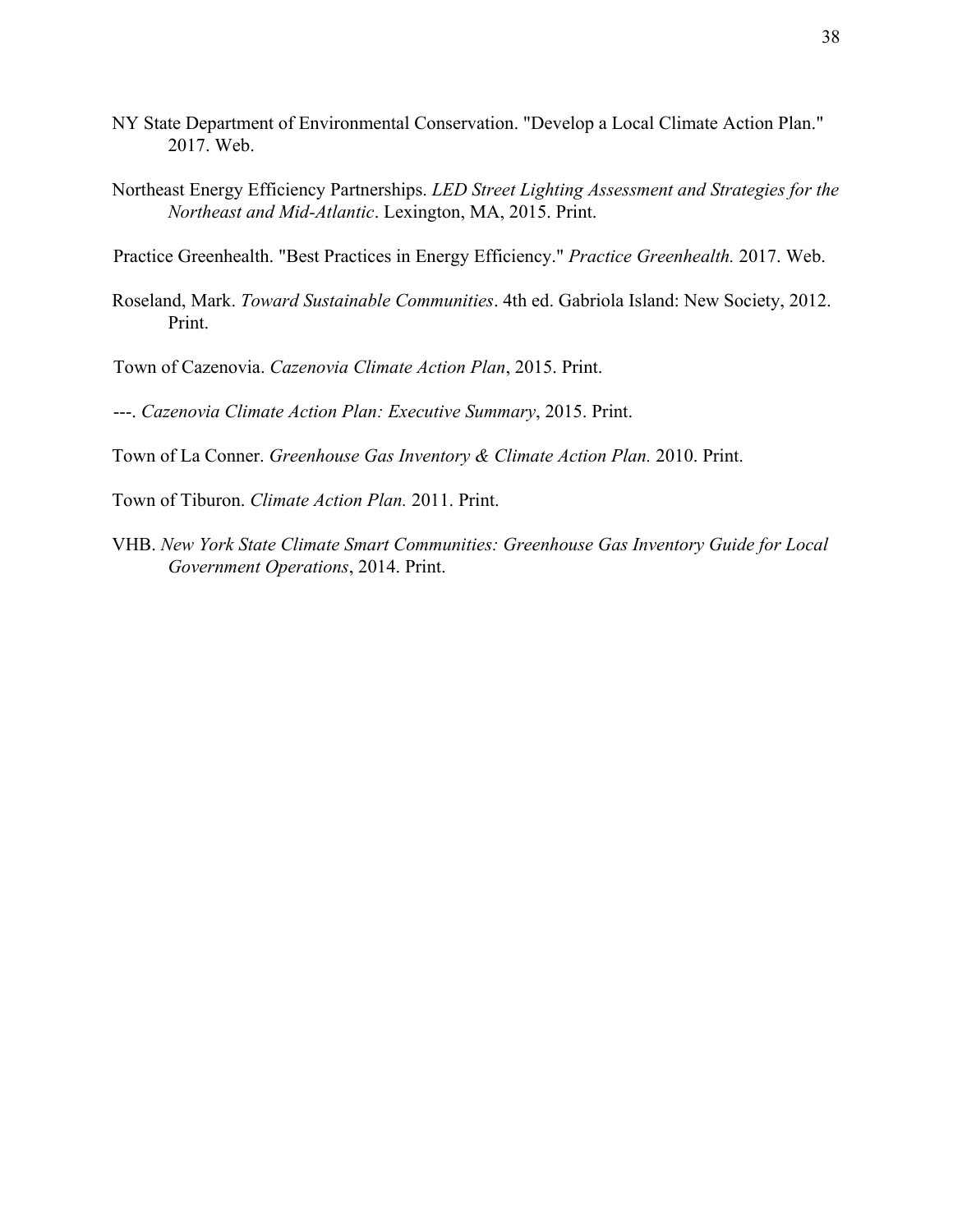NY State Department of Environmental Conservation. "Develop a Local Climate Action Plan." 2017. Web.

Northeast Energy Efficiency Partnerships. *LED Street Lighting Assessment and Strategies for the Northeast and Mid-Atlantic*. Lexington, MA, 2015. Print.

Practice Greenhealth. "Best Practices in Energy Efficiency." *Practice Greenhealth.* 2017. Web.

Roseland, Mark. *Toward Sustainable Communities*. 4th ed. Gabriola Island: New Society, 2012. Print.

Town of Cazenovia. *Cazenovia Climate Action Plan*, 2015. Print.

---. *Cazenovia Climate Action Plan: Executive Summary*, 2015. Print.

Town of La Conner. *Greenhouse Gas Inventory & Climate Action Plan.* 2010. Print.

Town of Tiburon. *Climate Action Plan.* 2011. Print.

VHB. *New York State Climate Smart Communities: Greenhouse Gas Inventory Guide for Local Government Operations*, 2014. Print.